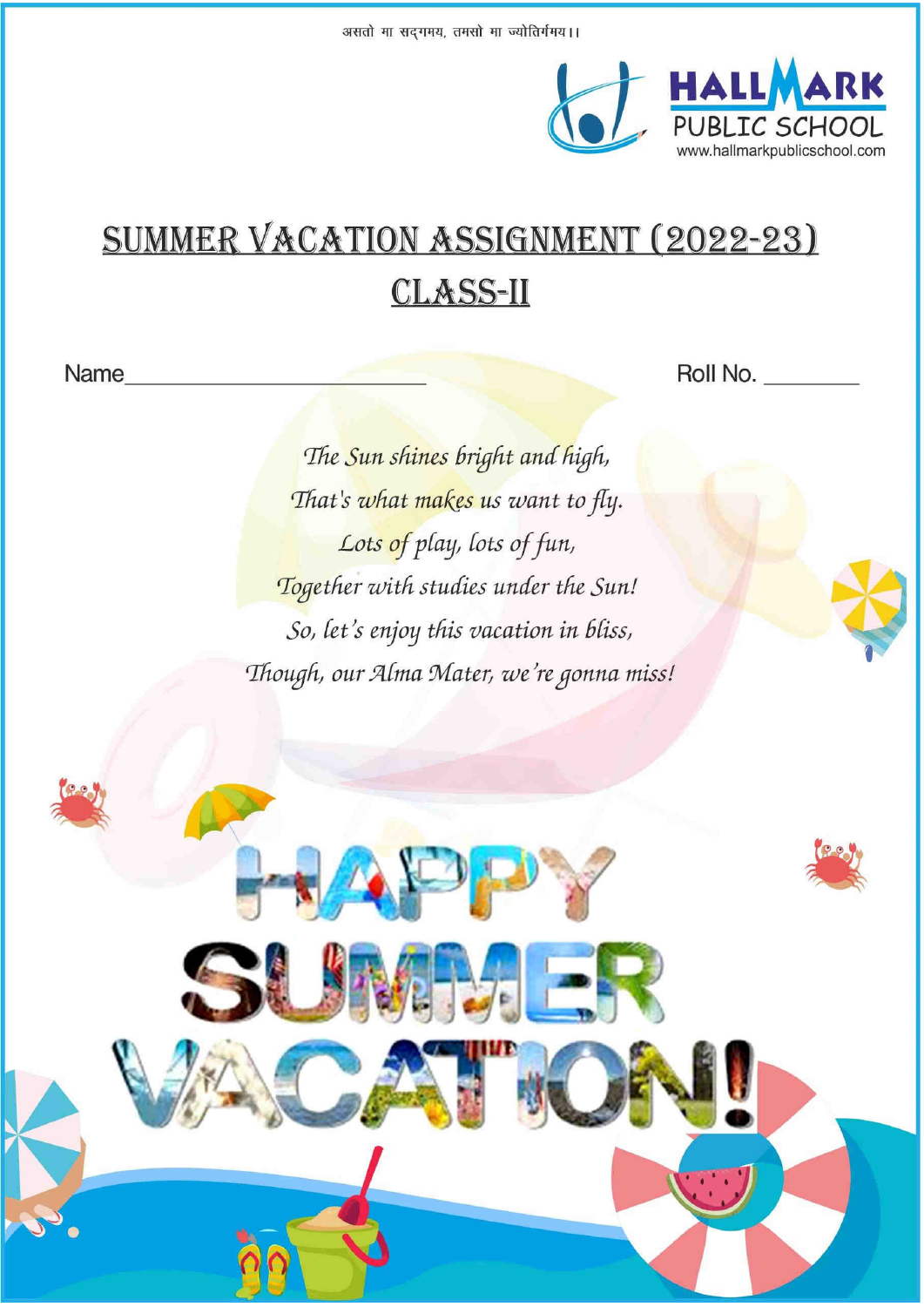असतो मा सद्गमय, तमसो मा ज्योतिर्गमय।।

HALLMARK PUBLIC SCHOOL
www.hallmarkpublicschool.com

# SUMMER VACATION ASSIGNMENT (2022-23)

## CLASS-II

Name_______________________ Roll No. ________

*The Sun shines bright and high,*
*That's what makes us want to fly.*
*Lots of play, lots of fun,*
*Together with studies under the Sun!*
*So, let's enjoy this vacation in bliss,*
*Though, our Alma Mater, we're gonna miss!*

HAPPY SUMMER VACATION!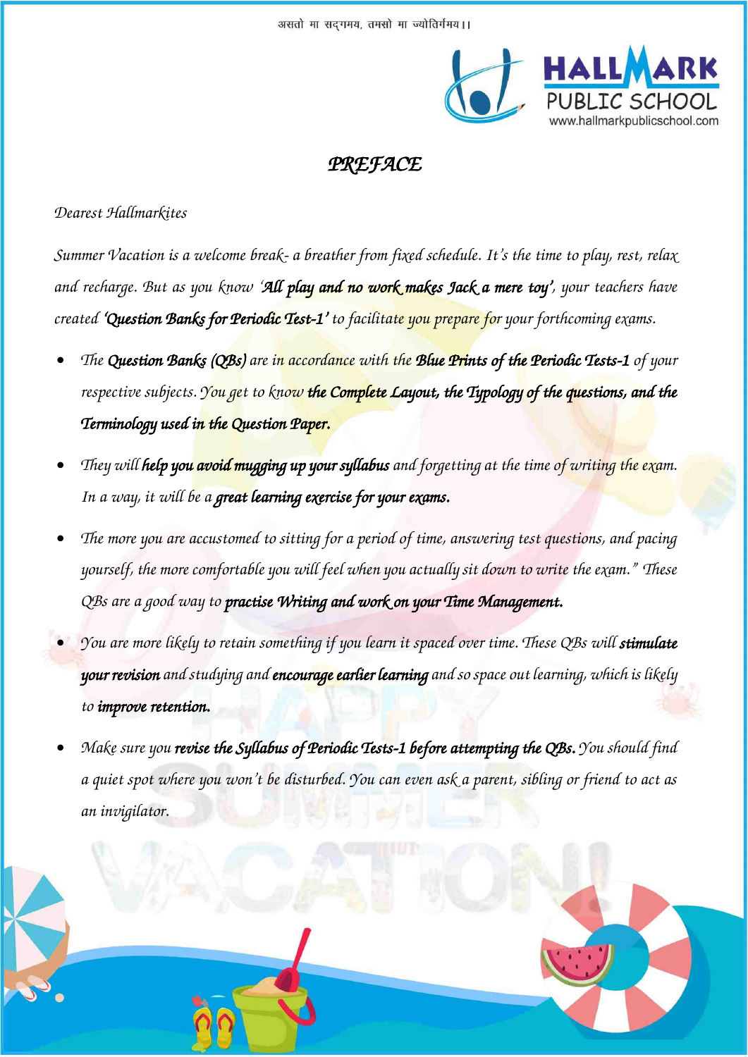असतो मा सद्गमय, तमसो मा ज्योतिर्गमय।।

HALLMARK PUBLIC SCHOOL
www.hallmarkpublicschool.com

# *PREFACE*

*Dearest Hallmarkites*

*Summer Vacation is a welcome break- a breather from fixed schedule. It's the time to play, rest, relax and recharge. But as you know '**All play and no work makes Jack a mere toy'**, your teachers have created **'Question Banks for Periodic Test-1'** to facilitate you prepare for your forthcoming exams.*

- *The **Question Banks (QBs)** are in accordance with the **Blue Prints of the Periodic Tests-1** of your respective subjects. You get to know **the Complete Layout, the Typology of the questions, and the Terminology used in the Question Paper.***
- *They will **help you avoid mugging up your syllabus** and forgetting at the time of writing the exam. In a way, it will be a **great learning exercise for your exams.***
- *The more you are accustomed to sitting for a period of time, answering test questions, and pacing yourself, the more comfortable you will feel when you actually sit down to write the exam." These QBs are a good way to **practise Writing and work on your Time Management.***
- *You are more likely to retain something if you learn it spaced over time. These QBs will **stimulate your revision** and studying and **encourage earlier learning** and so space out learning, which is likely to **improve retention.***
- *Make sure you **revise the Syllabus of Periodic Tests-1 before attempting the QBs.** You should find a quiet spot where you won't be disturbed. You can even ask a parent, sibling or friend to act as an invigilator.*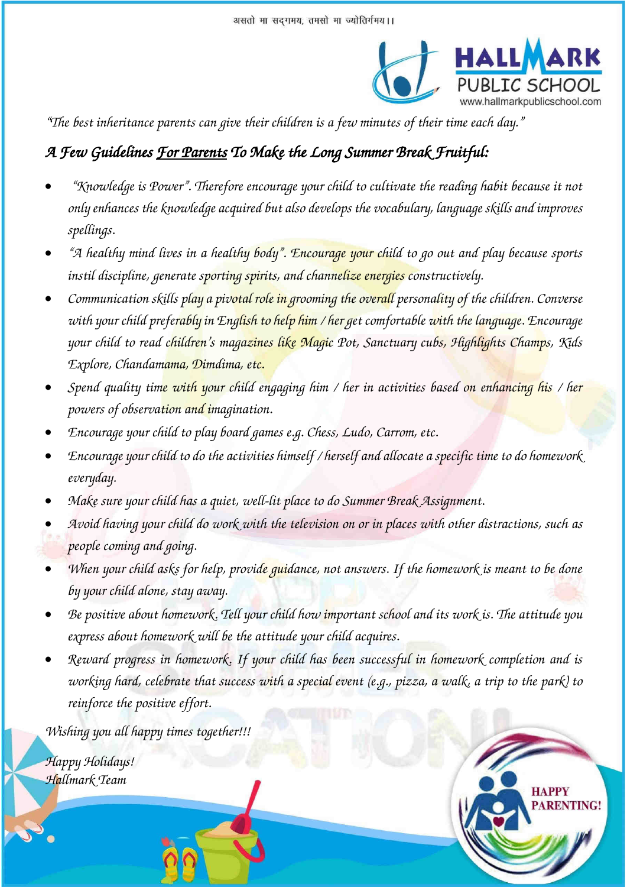असतो मा सद्गमय, तमसो मा ज्योतिर्गमय।।

HALLMARK PUBLIC SCHOOL
www.hallmarkpublicschool.com

*"The best inheritance parents can give their children is a few minutes of their time each day."*

## *A Few Guidelines For Parents To Make the Long Summer Break Fruitful:*

- *"Knowledge is Power". Therefore encourage your child to cultivate the reading habit because it not only enhances the knowledge acquired but also develops the vocabulary, language skills and improves spellings.*
- *"A healthy mind lives in a healthy body". Encourage your child to go out and play because sports instil discipline, generate sporting spirits, and channelize energies constructively.*
- *Communication skills play a pivotal role in grooming the overall personality of the children. Converse with your child preferably in English to help him / her get comfortable with the language. Encourage your child to read children's magazines like Magic Pot, Sanctuary cubs, Highlights Champs, Kids Explore, Chandamama, Dimdima, etc.*
- *Spend quality time with your child engaging him / her in activities based on enhancing his / her powers of observation and imagination.*
- *Encourage your child to play board games e.g. Chess, Ludo, Carrom, etc.*
- *Encourage your child to do the activities himself / herself and allocate a specific time to do homework everyday.*
- *Make sure your child has a quiet, well-lit place to do Summer Break Assignment.*
- *Avoid having your child do work with the television on or in places with other distractions, such as people coming and going.*
- *When your child asks for help, provide guidance, not answers. If the homework is meant to be done by your child alone, stay away.*
- *Be positive about homework. Tell your child how important school and its work is. The attitude you express about homework will be the attitude your child acquires.*
- *Reward progress in homework. If your child has been successful in homework completion and is working hard, celebrate that success with a special event (e.g., pizza, a walk, a trip to the park) to reinforce the positive effort.*

*Wishing you all happy times together!!!*

*Happy Holidays!*
*Hallmark Team*

HAPPY PARENTING!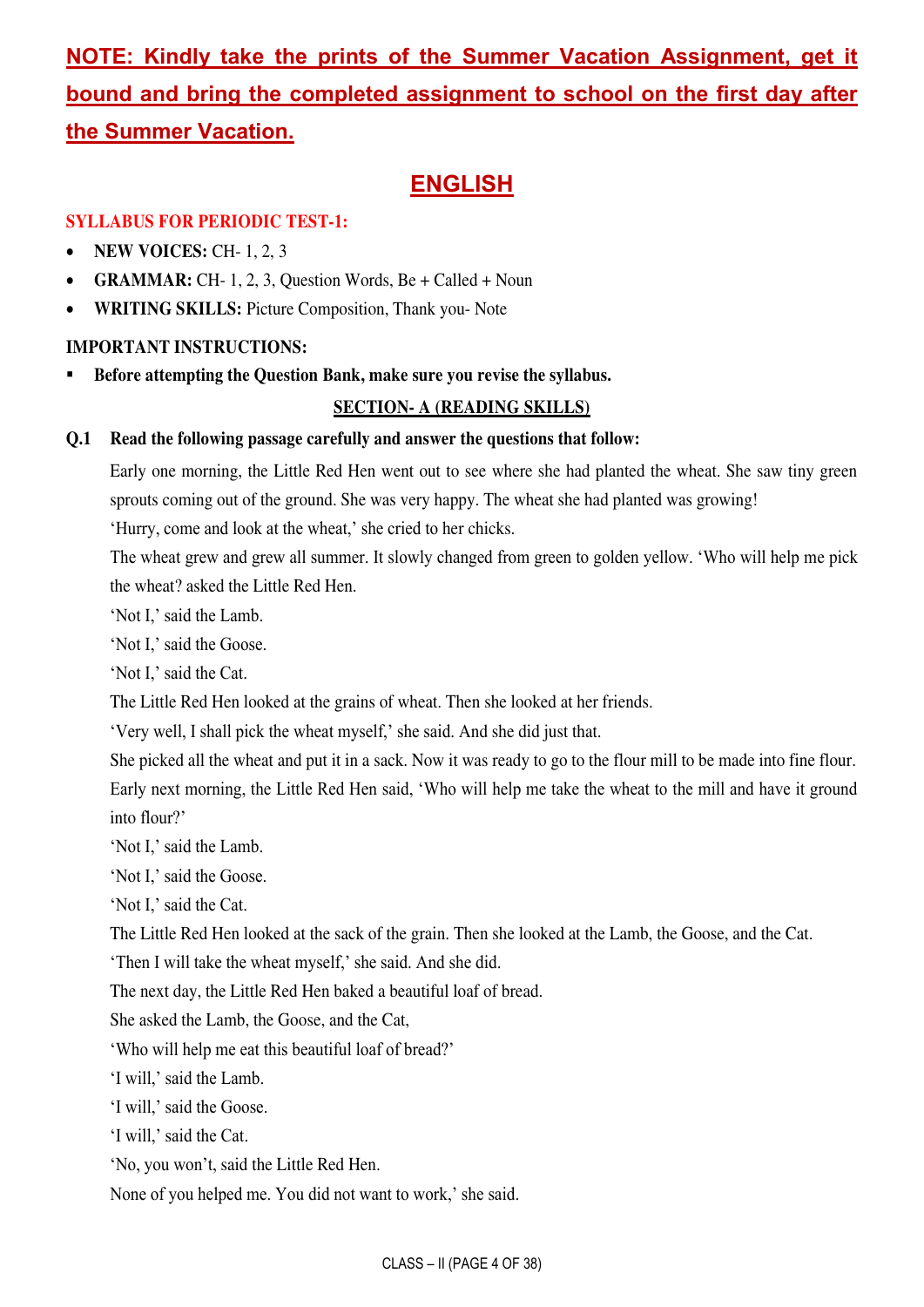**NOTE: Kindly take the prints of the Summer Vacation Assignment, get it bound and bring the completed assignment to school on the first day after the Summer Vacation.**

# ENGLISH

**SYLLABUS FOR PERIODIC TEST-1:**

- **NEW VOICES:** CH- 1, 2, 3
- **GRAMMAR:** CH- 1, 2, 3, Question Words, Be + Called + Noun
- **WRITING SKILLS:** Picture Composition, Thank you- Note

**IMPORTANT INSTRUCTIONS:**

- **Before attempting the Question Bank, make sure you revise the syllabus.**

## SECTION- A (READING SKILLS)

**Q.1 Read the following passage carefully and answer the questions that follow:**

Early one morning, the Little Red Hen went out to see where she had planted the wheat. She saw tiny green sprouts coming out of the ground. She was very happy. The wheat she had planted was growing!

'Hurry, come and look at the wheat,' she cried to her chicks.

The wheat grew and grew all summer. It slowly changed from green to golden yellow. 'Who will help me pick the wheat? asked the Little Red Hen.

'Not I,' said the Lamb.

'Not I,' said the Goose.

'Not I,' said the Cat.

The Little Red Hen looked at the grains of wheat. Then she looked at her friends.

'Very well, I shall pick the wheat myself,' she said. And she did just that.

She picked all the wheat and put it in a sack. Now it was ready to go to the flour mill to be made into fine flour.

Early next morning, the Little Red Hen said, 'Who will help me take the wheat to the mill and have it ground into flour?'

'Not I,' said the Lamb.

'Not I,' said the Goose.

'Not I,' said the Cat.

The Little Red Hen looked at the sack of the grain. Then she looked at the Lamb, the Goose, and the Cat.

'Then I will take the wheat myself,' she said. And she did.

The next day, the Little Red Hen baked a beautiful loaf of bread.

She asked the Lamb, the Goose, and the Cat,

'Who will help me eat this beautiful loaf of bread?'

'I will,' said the Lamb.

'I will,' said the Goose.

'I will,' said the Cat.

'No, you won't, said the Little Red Hen.

None of you helped me. You did not want to work,' she said.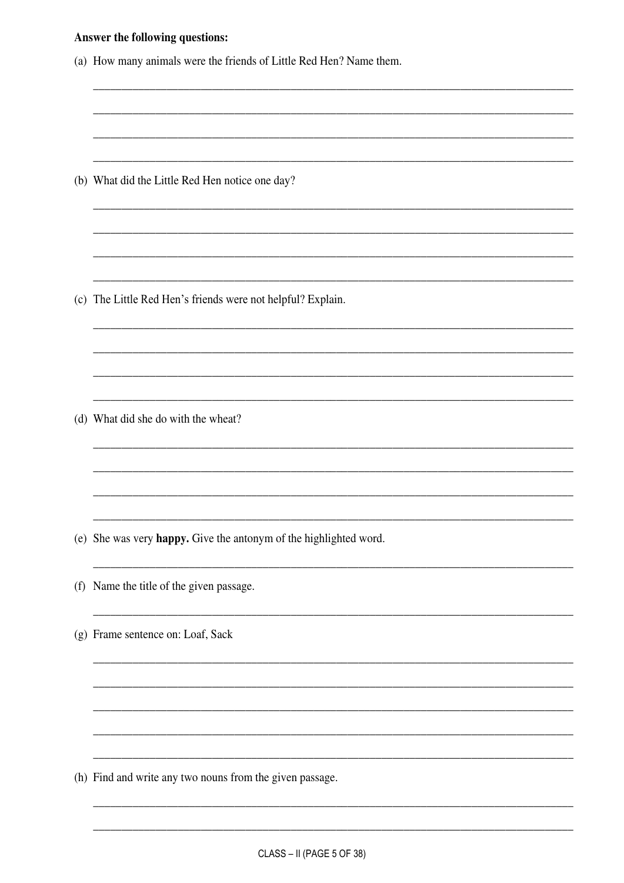**Answer the following questions:**

(a) How many animals were the friends of Little Red Hen? Name them.

______________________________________________________________________________

______________________________________________________________________________

______________________________________________________________________________

______________________________________________________________________________

(b) What did the Little Red Hen notice one day?

______________________________________________________________________________

______________________________________________________________________________

______________________________________________________________________________

______________________________________________________________________________

(c) The Little Red Hen's friends were not helpful? Explain.

______________________________________________________________________________

______________________________________________________________________________

______________________________________________________________________________

______________________________________________________________________________

(d) What did she do with the wheat?

______________________________________________________________________________

______________________________________________________________________________

______________________________________________________________________________

______________________________________________________________________________

(e) She was very **happy.** Give the antonym of the highlighted word.

______________________________________________________________________________

(f) Name the title of the given passage.

______________________________________________________________________________

(g) Frame sentence on: Loaf, Sack

______________________________________________________________________________

______________________________________________________________________________

______________________________________________________________________________

______________________________________________________________________________

______________________________________________________________________________

(h) Find and write any two nouns from the given passage.

______________________________________________________________________________

______________________________________________________________________________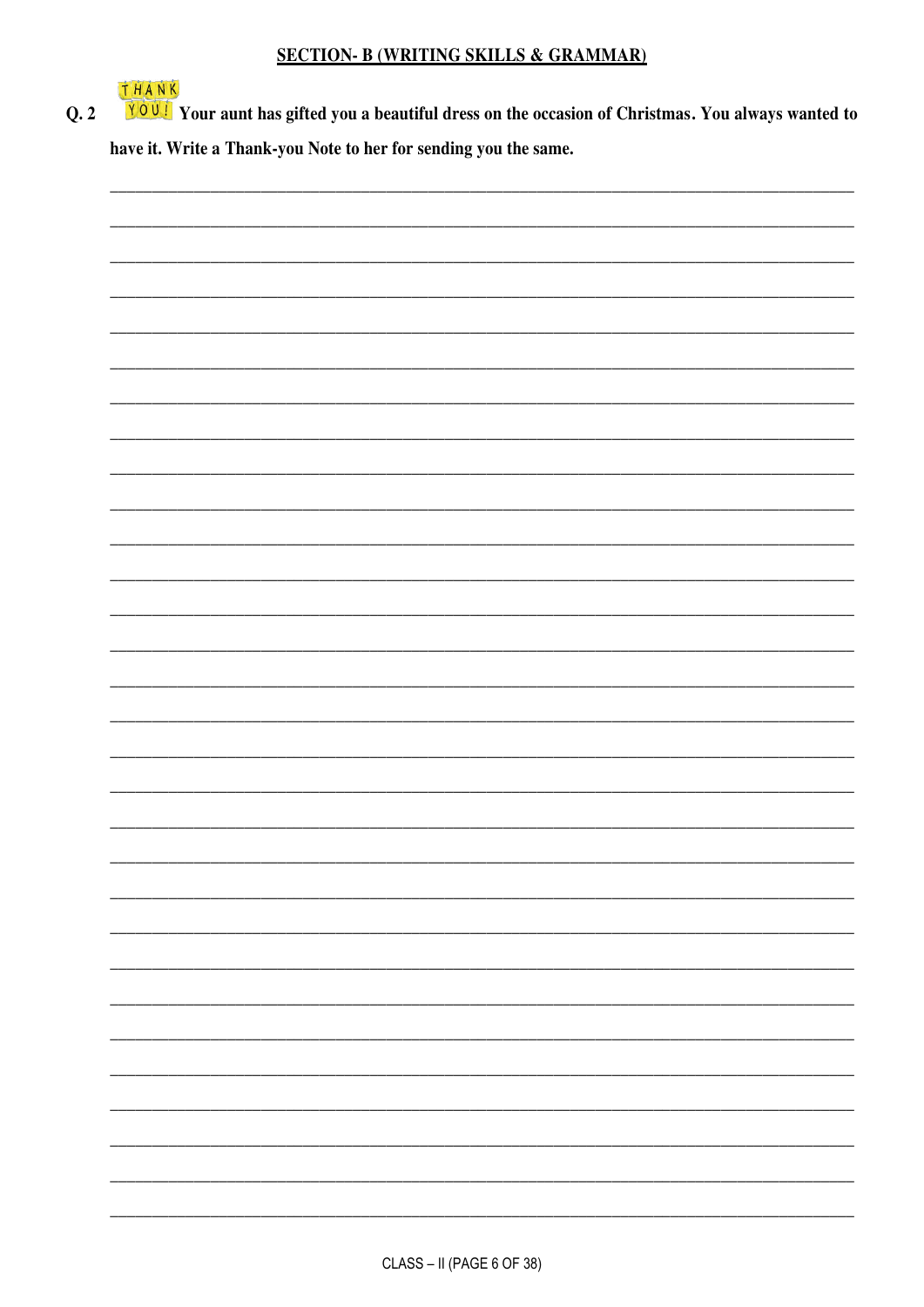## SECTION- B (WRITING SKILLS & GRAMMAR)

**Q. 2** **Your aunt has gifted you a beautiful dress on the occasion of Christmas. You always wanted to have it. Write a Thank-you Note to her for sending you the same.**

___________________________________________________________________________

___________________________________________________________________________

___________________________________________________________________________

___________________________________________________________________________

___________________________________________________________________________

___________________________________________________________________________

___________________________________________________________________________

___________________________________________________________________________

___________________________________________________________________________

___________________________________________________________________________

___________________________________________________________________________

___________________________________________________________________________

___________________________________________________________________________

___________________________________________________________________________

___________________________________________________________________________

___________________________________________________________________________

___________________________________________________________________________

___________________________________________________________________________

___________________________________________________________________________

___________________________________________________________________________

___________________________________________________________________________

___________________________________________________________________________

___________________________________________________________________________

___________________________________________________________________________

___________________________________________________________________________

___________________________________________________________________________

___________________________________________________________________________

___________________________________________________________________________

___________________________________________________________________________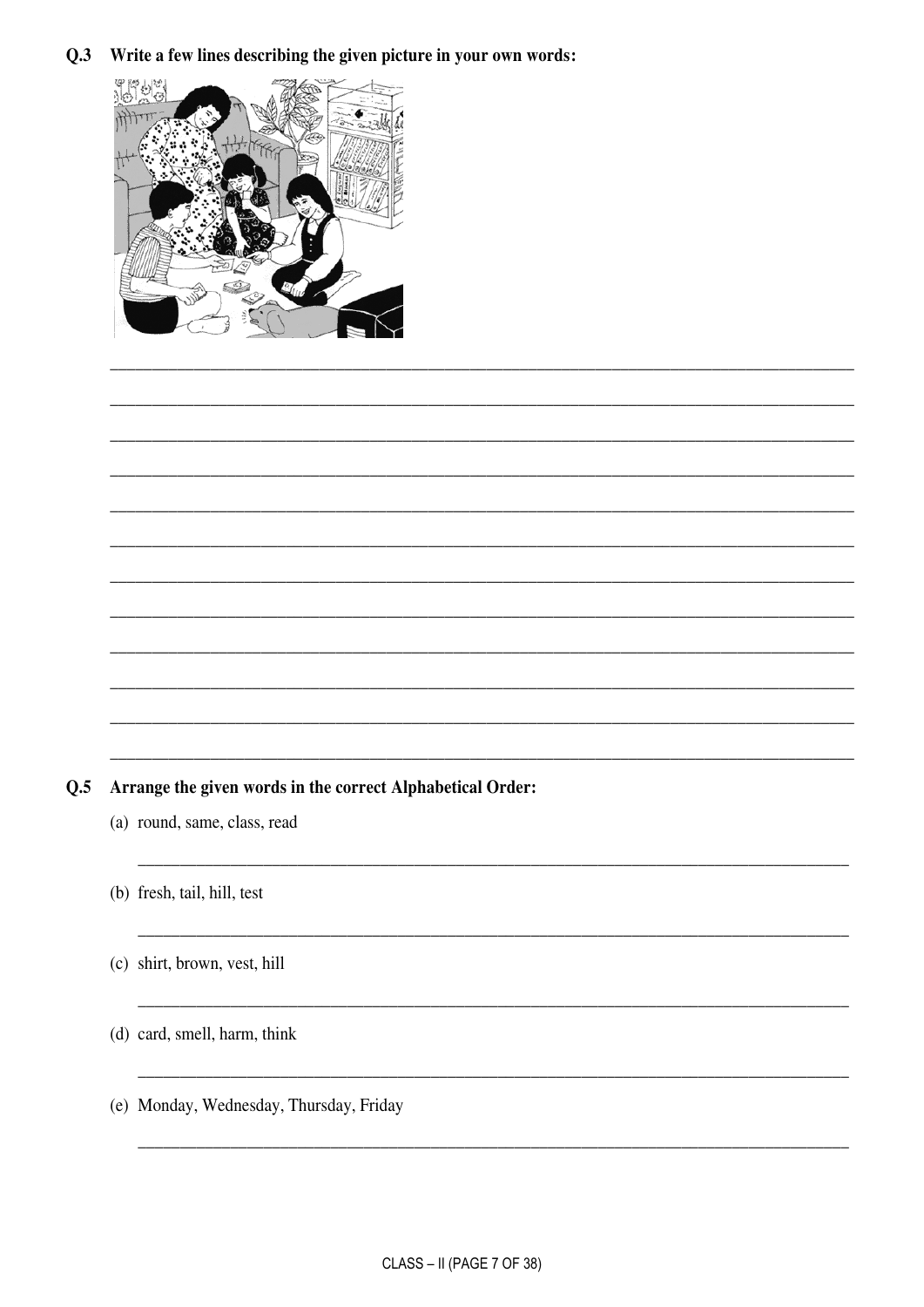**Q.3 Write a few lines describing the given picture in your own words:**

______________________________________________________________________________

______________________________________________________________________________

______________________________________________________________________________

______________________________________________________________________________

______________________________________________________________________________

______________________________________________________________________________

______________________________________________________________________________

______________________________________________________________________________

______________________________________________________________________________

______________________________________________________________________________

______________________________________________________________________________

______________________________________________________________________________

**Q.5 Arrange the given words in the correct Alphabetical Order:**

(a) round, same, class, read

______________________________________________________________________________

(b) fresh, tail, hill, test

______________________________________________________________________________

(c) shirt, brown, vest, hill

______________________________________________________________________________

(d) card, smell, harm, think

______________________________________________________________________________

(e) Monday, Wednesday, Thursday, Friday

______________________________________________________________________________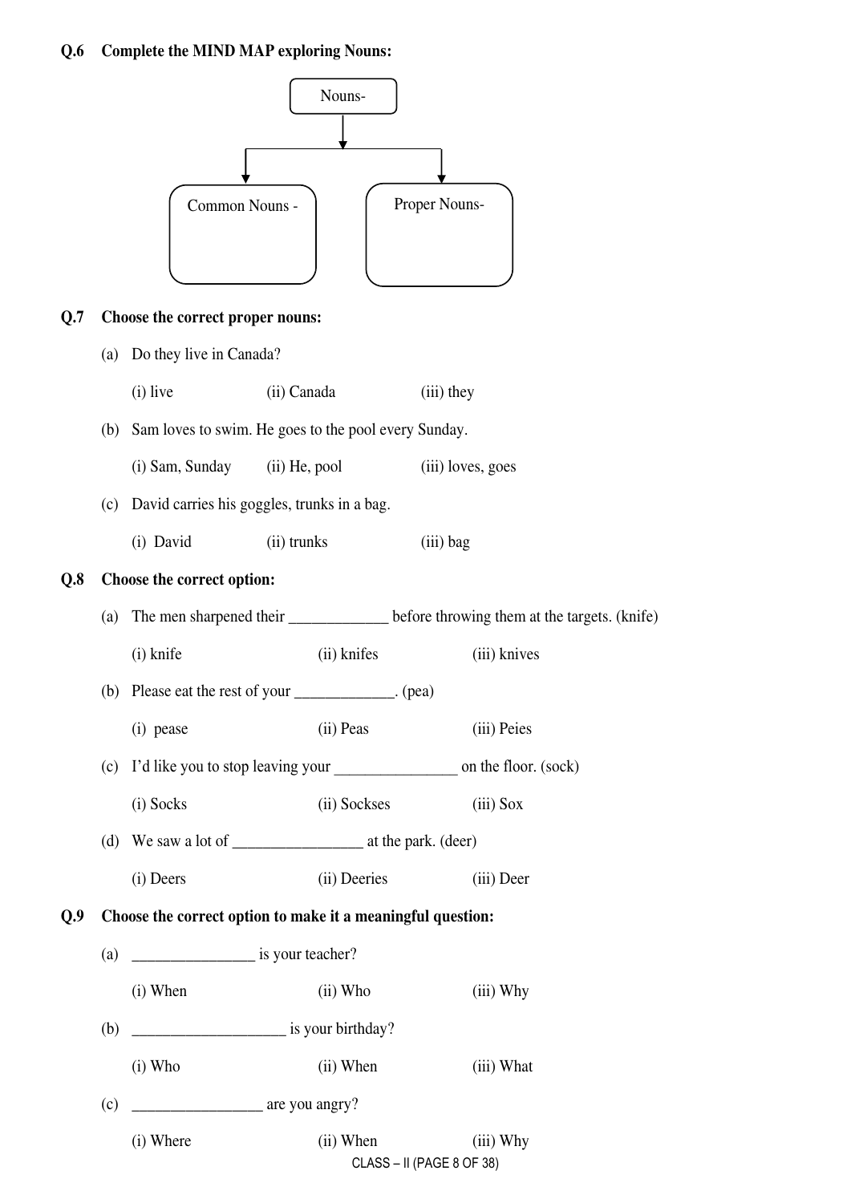**Q.6 Complete the MIND MAP exploring Nouns:**

Nouns-

Common Nouns -

Proper Nouns-

**Q.7 Choose the correct proper nouns:**

(a) Do they live in Canada?

(i) live (ii) Canada (iii) they

(b) Sam loves to swim. He goes to the pool every Sunday.

(i) Sam, Sunday (ii) He, pool (iii) loves, goes

(c) David carries his goggles, trunks in a bag.

(i) David (ii) trunks (iii) bag

**Q.8 Choose the correct option:**

(a) The men sharpened their _____________ before throwing them at the targets. (knife)

(i) knife (ii) knifes (iii) knives

(b) Please eat the rest of your _____________. (pea)

(i) pease (ii) Peas (iii) Peies

(c) I'd like you to stop leaving your ________________ on the floor. (sock)

(i) Socks (ii) Sockses (iii) Sox

(d) We saw a lot of _________________ at the park. (deer)

(i) Deers (ii) Deeries (iii) Deer

**Q.9 Choose the correct option to make it a meaningful question:**

(a) ________________ is your teacher?

(i) When (ii) Who (iii) Why

(b) ____________________ is your birthday?

(i) Who (ii) When (iii) What

(c) _________________ are you angry?

(i) Where (ii) When (iii) Why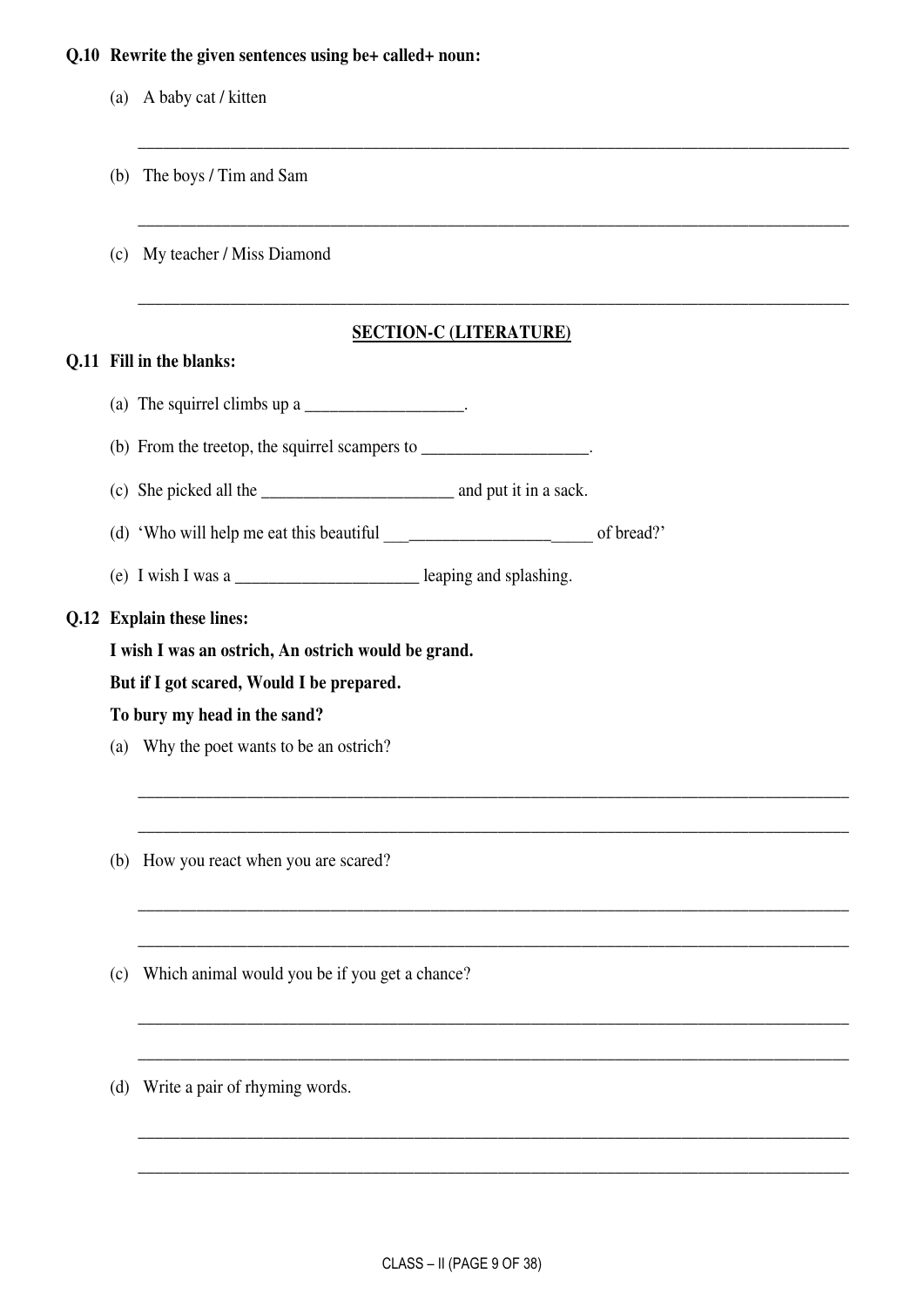**Q.10 Rewrite the given sentences using be+ called+ noun:**

(a) A baby cat / kitten

_______________________________________________________________________________

(b) The boys / Tim and Sam

_______________________________________________________________________________

(c) My teacher / Miss Diamond

_______________________________________________________________________________

## SECTION-C (LITERATURE)

**Q.11 Fill in the blanks:**

(a) The squirrel climbs up a __________________.

(b) From the treetop, the squirrel scampers to ___________________.

(c) She picked all the _____________________ and put it in a sack.

(d) 'Who will help me eat this beautiful ___________________________ of bread?'

(e) I wish I was a _____________________ leaping and splashing.

**Q.12 Explain these lines:**

**I wish I was an ostrich, An ostrich would be grand.**

**But if I got scared, Would I be prepared.**

**To bury my head in the sand?**

(a) Why the poet wants to be an ostrich?

_______________________________________________________________________________

_______________________________________________________________________________

(b) How you react when you are scared?

_______________________________________________________________________________

_______________________________________________________________________________

(c) Which animal would you be if you get a chance?

_______________________________________________________________________________

_______________________________________________________________________________

(d) Write a pair of rhyming words.

_______________________________________________________________________________

_______________________________________________________________________________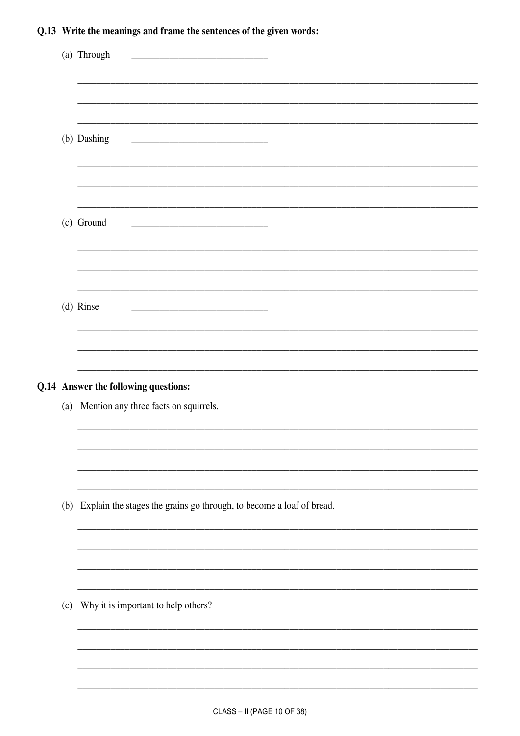**Q.13 Write the meanings and frame the sentences of the given words:**

(a) Through ____________________________

______________________________________________________________________________

______________________________________________________________________________

______________________________________________________________________________

(b) Dashing ____________________________

______________________________________________________________________________

______________________________________________________________________________

______________________________________________________________________________

(c) Ground ____________________________

______________________________________________________________________________

______________________________________________________________________________

______________________________________________________________________________

(d) Rinse ____________________________

______________________________________________________________________________

______________________________________________________________________________

______________________________________________________________________________

**Q.14 Answer the following questions:**

(a) Mention any three facts on squirrels.

______________________________________________________________________________

______________________________________________________________________________

______________________________________________________________________________

______________________________________________________________________________

(b) Explain the stages the grains go through, to become a loaf of bread.

______________________________________________________________________________

______________________________________________________________________________

______________________________________________________________________________

______________________________________________________________________________

(c) Why it is important to help others?

______________________________________________________________________________

______________________________________________________________________________

______________________________________________________________________________

______________________________________________________________________________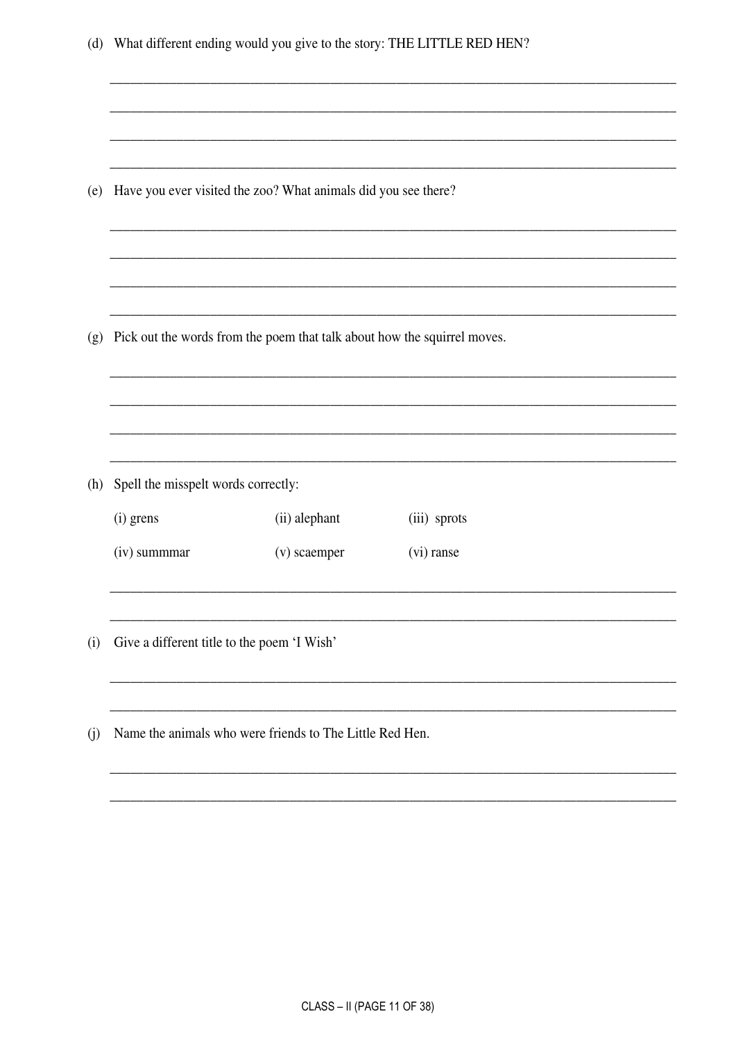(d) What different ending would you give to the story: THE LITTLE RED HEN?

______________________________________________________________________________

______________________________________________________________________________

______________________________________________________________________________

______________________________________________________________________________

(e) Have you ever visited the zoo? What animals did you see there?

______________________________________________________________________________

______________________________________________________________________________

______________________________________________________________________________

______________________________________________________________________________

(g) Pick out the words from the poem that talk about how the squirrel moves.

______________________________________________________________________________

______________________________________________________________________________

______________________________________________________________________________

______________________________________________________________________________

(h) Spell the misspelt words correctly:

| | | |
|---|---|---|
| (i) grens | (ii) alephant | (iii) sprots |
| (iv) summmar | (v) scaemper | (vi) ranse |

______________________________________________________________________________

______________________________________________________________________________

(i) Give a different title to the poem 'I Wish'

______________________________________________________________________________

______________________________________________________________________________

(j) Name the animals who were friends to The Little Red Hen.

______________________________________________________________________________

______________________________________________________________________________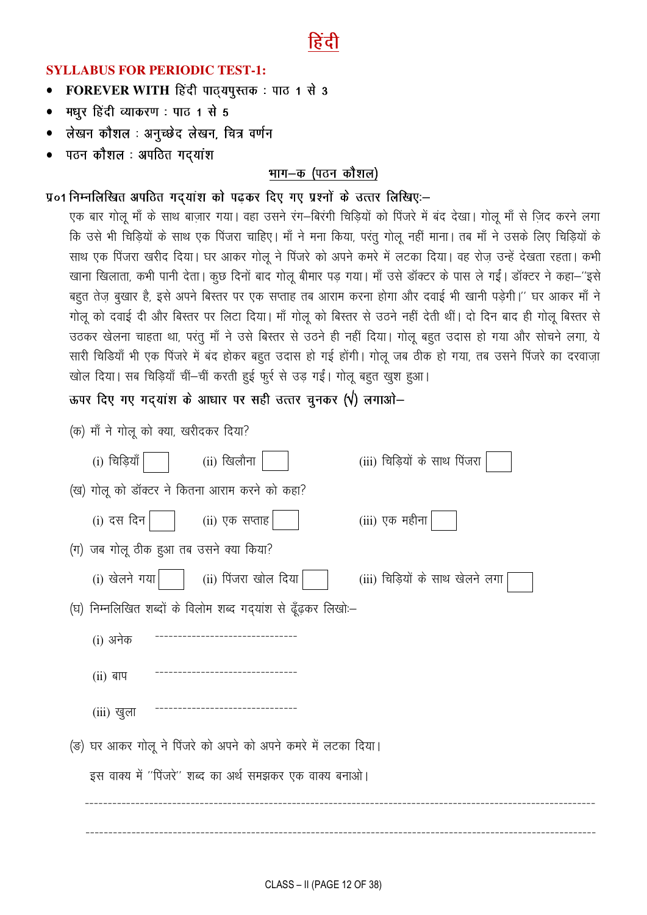# हिंदी

**SYLLABUS FOR PERIODIC TEST-1:**

- **FOREVER WITH हिंदी पाठ्यपुस्तक : पाठ 1 से 3**
- **मधुर हिंदी व्याकरण : पाठ 1 से 5**
- **लेखन कौशल : अनुच्छेद लेखन, चित्र वर्णन**
- **पठन कौशल : अपठित गद्यांश**

## भाग–क (पठन कौशल)

**प्र०1 निम्नलिखित अपठित गद्यांश को पढ़कर दिए गए प्रश्नों के उत्तर लिखिए:–**

एक बार गोलू माँ के साथ बाज़ार गया। वहा उसने रंग–बिरंगी चिड़ियों को पिंजरे में बंद देखा। गोलू माँ से ज़िद करने लगा कि उसे भी चिड़ियों के साथ एक पिंजरा चाहिए। माँ ने मना किया, परंतु गोलू नहीं माना। तब माँ ने उसके लिए चिड़ियों के साथ एक पिंजरा खरीद दिया। घर आकर गोलू ने पिंजरे को अपने कमरे में लटका दिया। वह रोज़ उन्हें देखता रहता। कभी खाना खिलाता, कभी पानी देता। कुछ दिनों बाद गोलू बीमार पड़ गया। माँ उसे डॉक्टर के पास ले गईं। डॉक्टर ने कहा–''इसे बहुत तेज़ बुखार है, इसे अपने बिस्तर पर एक सप्ताह तब आराम करना होगा और दवाई भी खानी पड़ेगी।'' घर आकर माँ ने गोलू को दवाई दी और बिस्तर पर लिटा दिया। माँ गोलू को बिस्तर से उठने नहीं देती थीं। दो दिन बाद ही गोलू बिस्तर से उठकर खेलना चाहता था, परंतु माँ ने उसे बिस्तर से उठने ही नहीं दिया। गोलू बहुत उदास हो गया और सोचने लगा, ये सारी चिड़ियाँ भी एक पिंजरे में बंद होकर बहुत उदास हो गई होंगी। गोलू जब ठीक हो गया, तब उसने पिंजरे का दरवाज़ा खोल दिया। सब चिड़ियाँ चीं–चीं करती हुई फुर्र से उड़ गईं। गोलू बहुत खुश हुआ।

**ऊपर दिए गए गद्यांश के आधार पर सही उत्तर चुनकर (√) लगाओ–**

(क) माँ ने गोलू को क्या, खरीदकर दिया?

(i) चिड़ियाँ ☐ (ii) खिलौना ☐ (iii) चिड़ियों के साथ पिंजरा ☐

(ख) गोलू को डॉक्टर ने कितना आराम करने को कहा?

(i) दस दिन ☐ (ii) एक सप्ताह ☐ (iii) एक महीना ☐

(ग) जब गोलू ठीक हुआ तब उसने क्या किया?

(i) खेलने गया ☐ (ii) पिंजरा खोल दिया ☐ (iii) चिड़ियों के साथ खेलने लगा ☐

(घ) निम्नलिखित शब्दों के विलोम शब्द गद्यांश से ढूँढ़कर लिखो:–

(i) अनेक ------------------------------

(ii) बाप ------------------------------

(iii) खुला ------------------------------

(ङ) घर आकर गोलू ने पिंजरे को अपने को अपने कमरे में लटका दिया।

इस वाक्य में ''पिंजरे'' शब्द का अर्थ समझकर एक वाक्य बनाओ।

------------------------------------------------------------------------------------------------

------------------------------------------------------------------------------------------------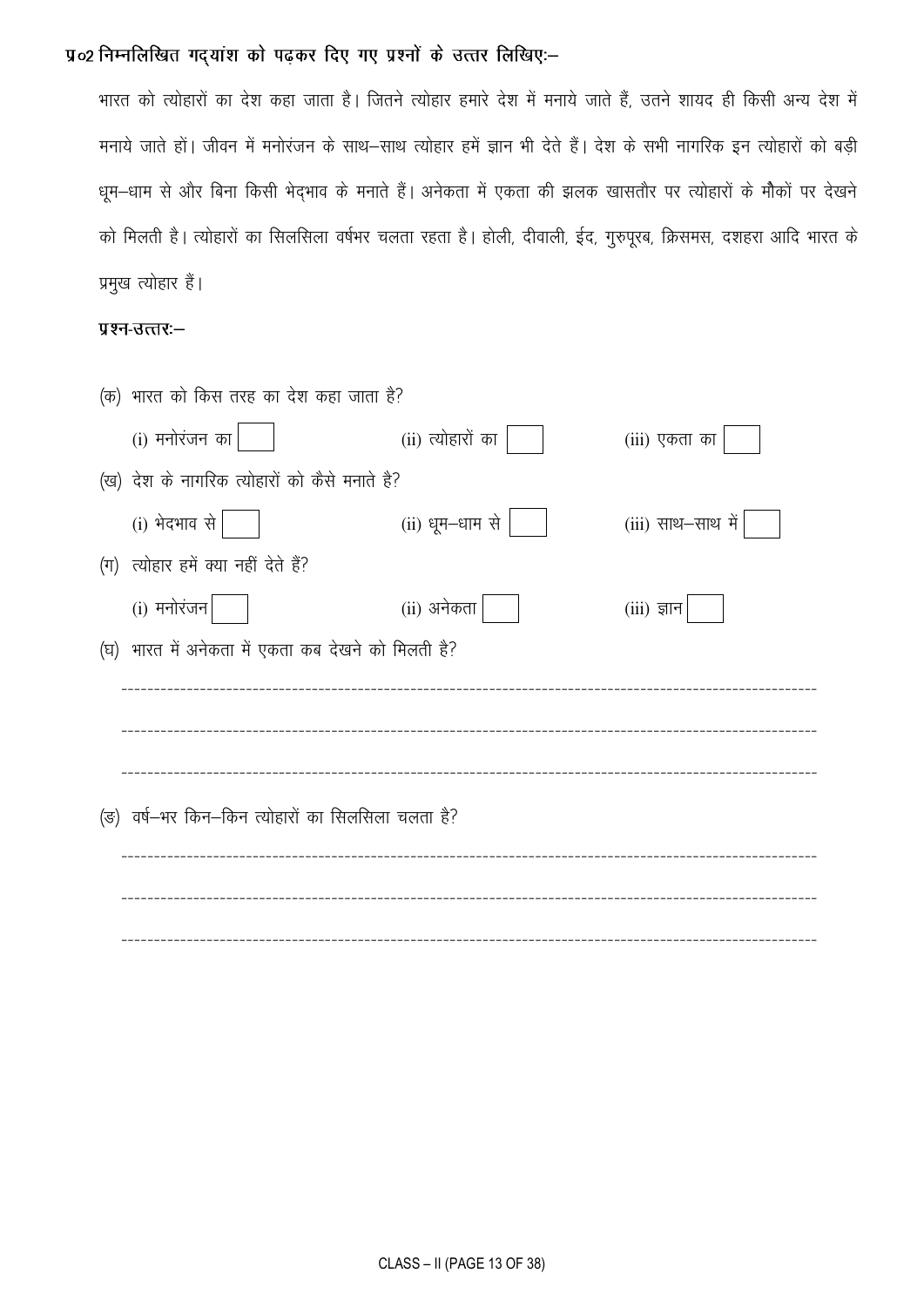**प्र०2 निम्नलिखित गद्यांश को पढ़कर दिए गए प्रश्नों के उत्तर लिखिए:–**

भारत को त्योहारों का देश कहा जाता है। जितने त्योहार हमारे देश में मनाये जाते हैं, उतने शायद ही किसी अन्य देश में मनाये जाते हों। जीवन में मनोरंजन के साथ–साथ त्योहार हमें ज्ञान भी देते हैं। देश के सभी नागरिक इन त्योहारों को बड़ी धूम–धाम से और बिना किसी भेद्भाव के मनाते हैं। अनेकता में एकता की झलक खासतौर पर त्योहारों के मौकों पर देखने को मिलती है। त्योहारों का सिलसिला वर्षभर चलता रहता है। होली, दीवाली, ईद, गुरुपूरब, क्रिसमस, दशहरा आदि भारत के प्रमुख त्योहार हैं।

**प्रश्न-उत्तर:–**

(क) भारत को किस तरह का देश कहा जाता है?

(i) मनोरंजन का ☐ (ii) त्योहारों का ☐ (iii) एकता का ☐

(ख) देश के नागरिक त्योहारों को कैसे मनाते है?

(i) भेदभाव से ☐ (ii) धूम–धाम से ☐ (iii) साथ–साथ में ☐

(ग) त्योहार हमें क्या नहीं देते हैं?

(i) मनोरंजन ☐ (ii) अनेकता ☐ (iii) ज्ञान ☐

(घ) भारत में अनेकता में एकता कब देखने को मिलती है?

---------------------------------------------------------------------------------------------------------

---------------------------------------------------------------------------------------------------------

---------------------------------------------------------------------------------------------------------

(ङ) वर्ष–भर किन–किन त्योहारों का सिलसिला चलता है?

---------------------------------------------------------------------------------------------------------

---------------------------------------------------------------------------------------------------------

---------------------------------------------------------------------------------------------------------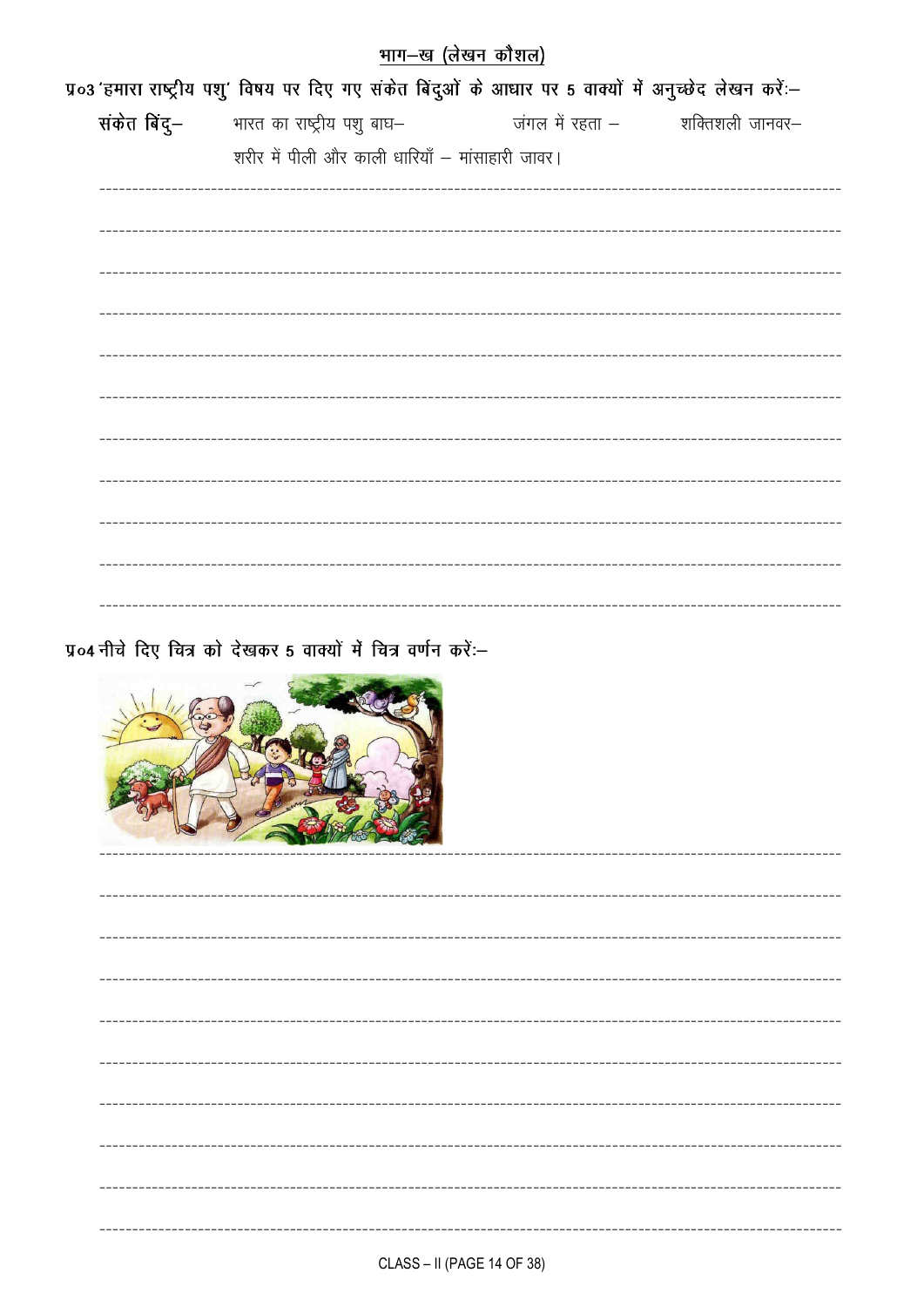## भाग–ख (लेखन कौशल)

प्र०3 'हमारा राष्ट्रीय पशु' विषय पर दिए गए संकेत बिंदुओं के आधार पर 5 वाक्यों में अनुच्छेद लेखन करें:–

**संकेत बिंदु–** भारत का राष्ट्रीय पशु बाघ– जंगल में रहता – शक्तिशाली जानवर– शरीर में पीली और काली धारियाँ – मांसाहारी जावर।

---

---

---

---

---

---

---

---

---

---

---

प्र०4 नीचे दिए चित्र को देखकर 5 वाक्यों में चित्र वर्णन करें:–

---

---

---

---

---

---

---

---

---

---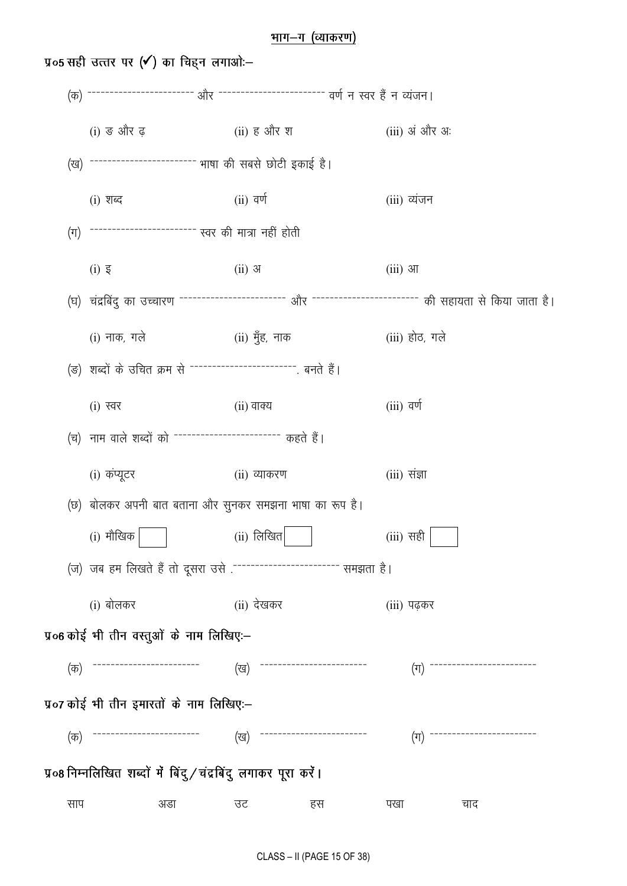## भाग–ग (व्याकरण)

**प्र०5 सही उत्तर पर (✓) का चिह्न लगाओः–**

(क) ------------------------ और ------------------------ वर्ण न स्वर हैं न व्यंजन।

(i) ङ और ढ़ (ii) ह और श (iii) अं और अः

(ख) ------------------------ भाषा की सबसे छोटी इकाई है।

(i) शब्द (ii) वर्ण (iii) व्यंजन

(ग) ------------------------ स्वर की मात्रा नहीं होती

(i) इ (ii) अ (iii) आ

(घ) चंद्रबिंदु का उच्चारण ------------------------ और ------------------------ की सहायता से किया जाता है।

(i) नाक, गले (ii) मुँह, नाक (iii) होठ, गले

(ङ) शब्दों के उचित क्रम से ------------------------. बनते हैं।

(i) स्वर (ii) वाक्य (iii) वर्ण

(च) नाम वाले शब्दों को ------------------------ कहते हैं।

(i) कंप्यूटर (ii) व्याकरण (iii) संज्ञा

(छ) बोलकर अपनी बात बताना और सुनकर समझना भाषा का रूप है।

(i) मौखिक ☐ (ii) लिखित ☐ (iii) सही ☐

(ज) जब हम लिखते हैं तो दूसरा उसे .------------------------ समझता है।

(i) बोलकर (ii) देखकर (iii) पढ़कर

**प्र०6 कोई भी तीन वस्तुओं के नाम लिखिए:–**

(क) ------------------------ (ख) ------------------------ (ग) ------------------------

**प्र०7 कोई भी तीन इमारतों के नाम लिखिए:–**

(क) ------------------------ (ख) ------------------------ (ग) ------------------------

**प्र०8 निम्नलिखित शब्दों में बिंदु/चंद्रबिंदु लगाकर पूरा करें।**

साप अडा उट हस पखा चाद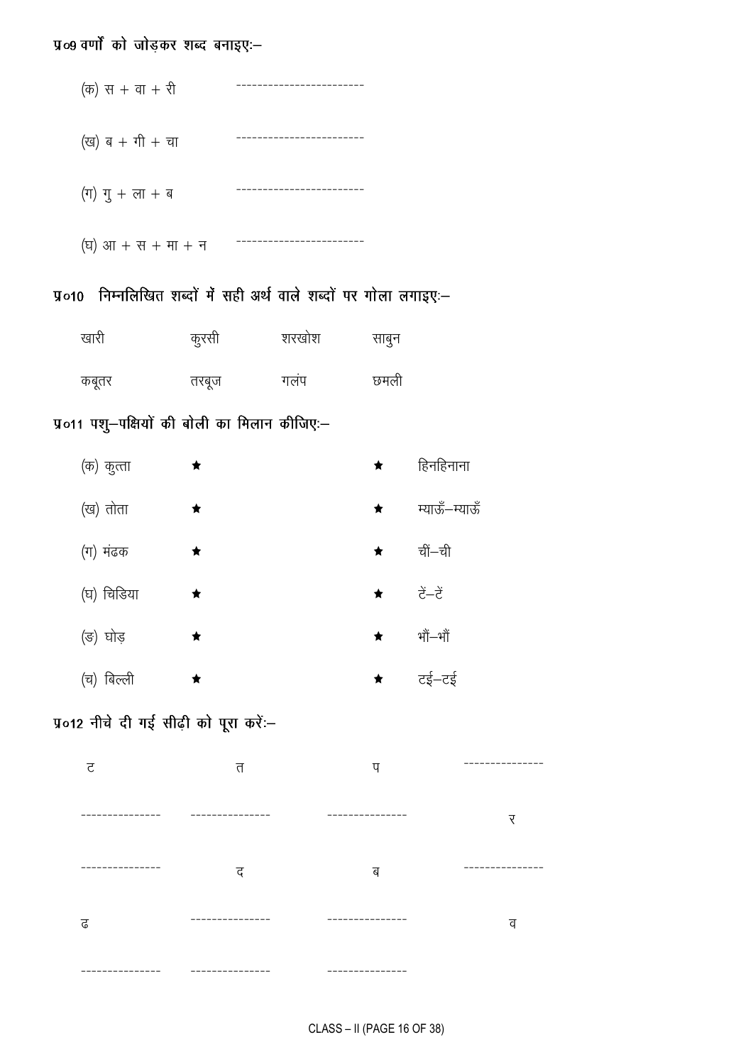**प्र०9 वर्णों को जोड़कर शब्द बनाइएः–**

(क) स + वा + री ------------------------

(ख) ब + गी + चा ------------------------

(ग) गु + ला + ब ------------------------

(घ) आ + स + मा + न ------------------------

**प्र०10 निम्नलिखित शब्दों में सही अर्थ वाले शब्दों पर गोला लगाइएः–**

| | | | |
|---|---|---|---|
| खारी | कुरसी | शरखोश | साबुन |
| कबूतर | तरबूज | गलंप | छमली |

**प्र०11 पशु–पक्षियों की बोली का मिलान कीजिएः–**

| | | | |
|---|---|---|---|
| (क) कुत्ता | ★ | ★ | हिनहिनाना |
| (ख) तोता | ★ | ★ | म्याऊँ–म्याऊँ |
| (ग) मंढक | ★ | ★ | चीं–ची |
| (घ) चिडिया | ★ | ★ | टें–टें |
| (ङ) घोड़ | ★ | ★ | भौं–भौं |
| (च) बिल्ली | ★ | ★ | टई–टई |

**प्र०12 नीचे दी गई सीढ़ी को पूरा करेंः–**

| | | | |
|---|---|---|---|
| ट | त | प | --------------- |
| --------------- | --------------- | --------------- | र |
| --------------- | द | ब | --------------- |
| ढ | --------------- | --------------- | व |
| --------------- | --------------- | --------------- | |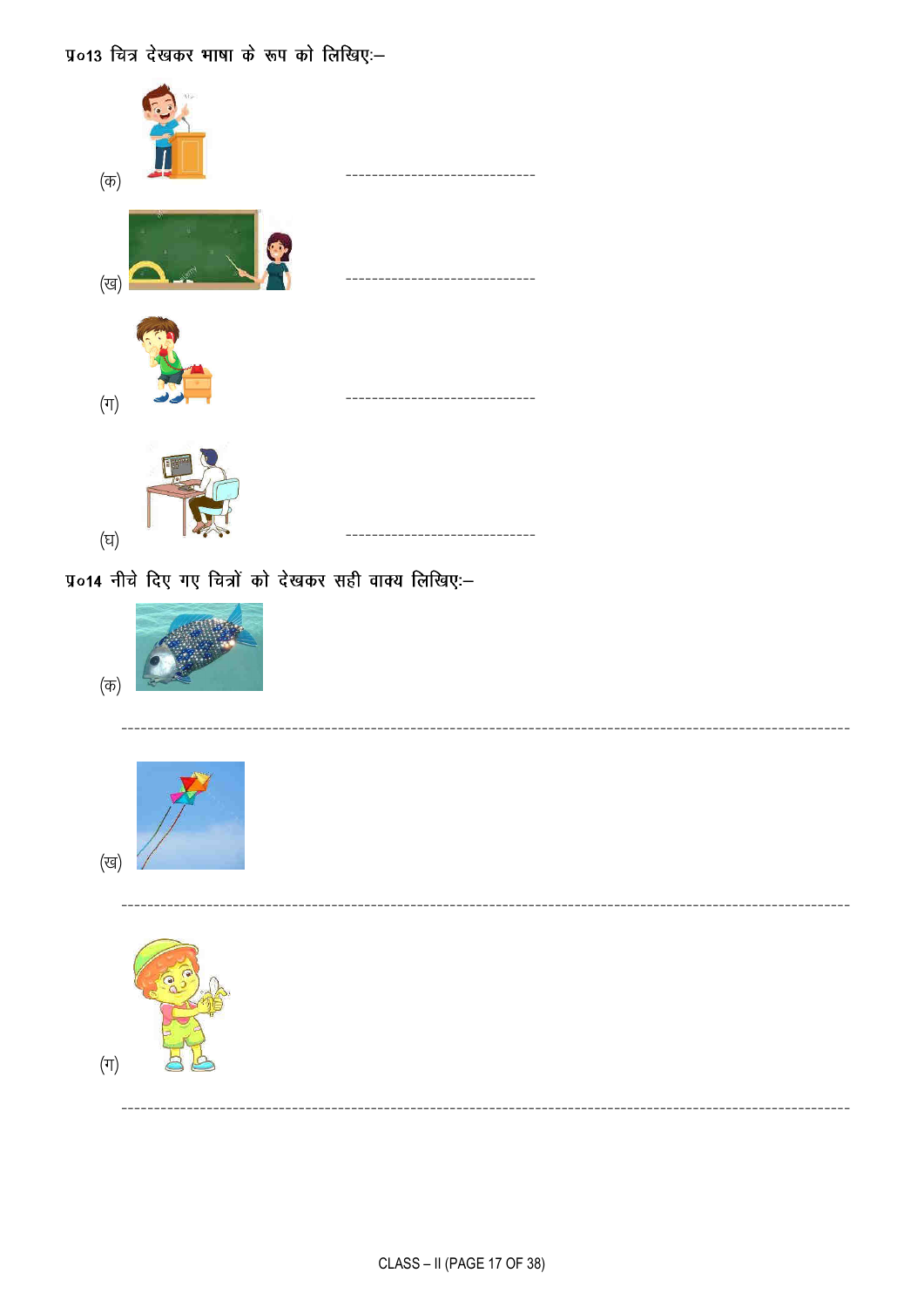प्र०13 चित्र देखकर भाषा के रूप को लिखिए:–

(क) ------------------------------

(ख) ------------------------------

(ग) ------------------------------

(घ) ------------------------------

प्र०14 नीचे दिए गए चित्रों को देखकर सही वाक्य लिखिए:–

(क)

------------------------------------------------------------------------------------------------------------

(ख)

------------------------------------------------------------------------------------------------------------

(ग)

------------------------------------------------------------------------------------------------------------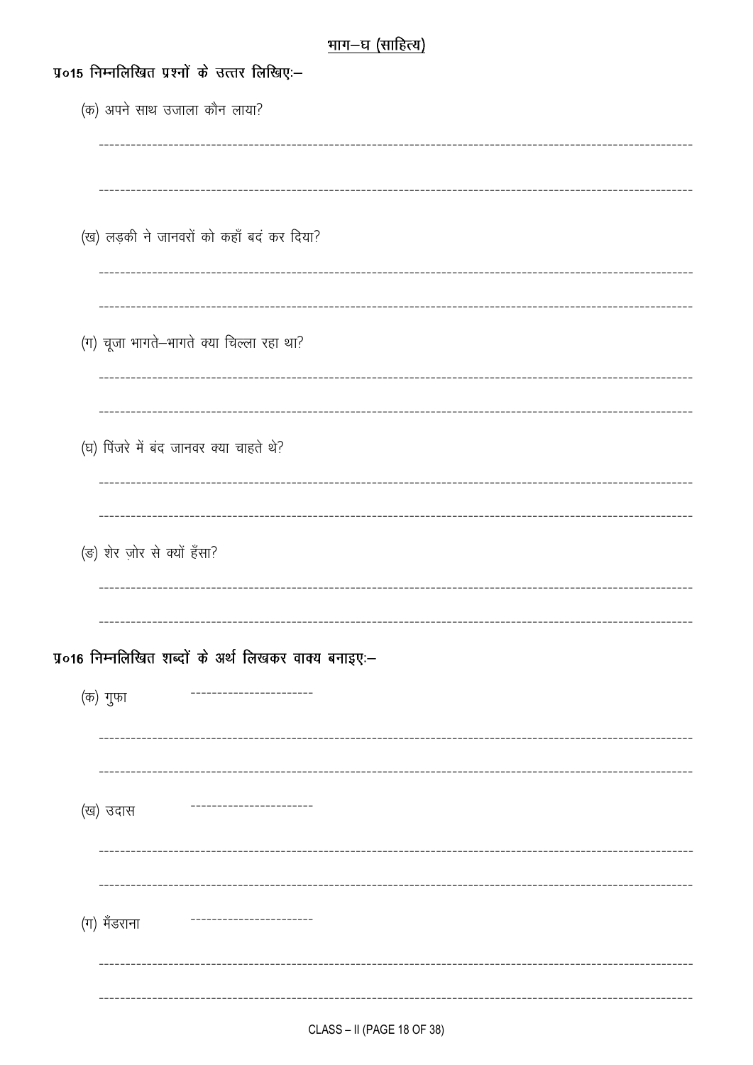## भाग–घ (साहित्य)

**प्र०15 निम्नलिखित प्रश्नों के उत्तर लिखिएः–**

(क) अपने साथ उजाला कौन लाया?

---

---

(ख) लड़की ने जानवरों को कहाँ बदं कर दिया?

---

---

(ग) चूजा भागते–भागते क्या चिल्ला रहा था?

---

---

(घ) पिंजरे में बंद जानवर क्या चाहते थे?

---

---

(ङ) शेर ज़ोर से क्यों हँसा?

---

---

**प्र०16 निम्नलिखित शब्दों के अर्थ लिखकर वाक्य बनाइएः–**

(क) गुफा ----------------------

---

---

(ख) उदास ----------------------

---

---

(ग) मँडराना ----------------------

---

---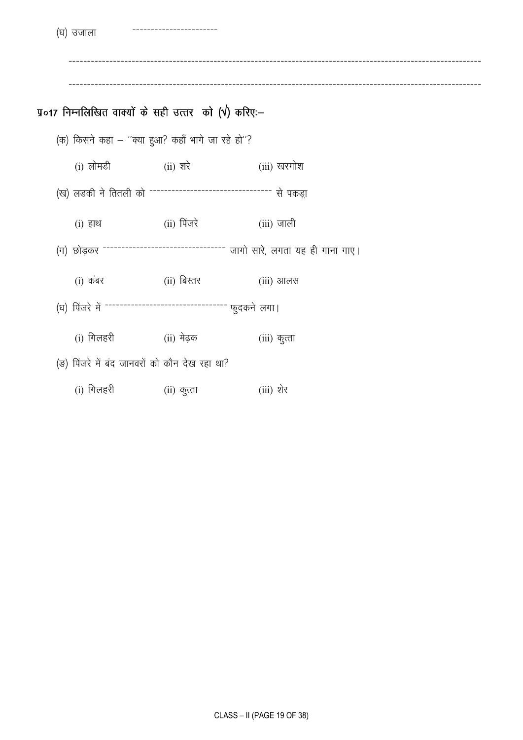(घ) उजाला ----------------------

----------------------------------------------------------------------------------------------------------

----------------------------------------------------------------------------------------------------------

**प्र०17 निम्नलिखित वाक्यों के सही उत्तर को (√) करिएः–**

(क) किसने कहा – ''क्या हुआ? कहाँ भागे जा रहे हो''?

(i) लोमडी (ii) शरे (iii) खरगोश

(ख) लडकी ने तितली को ------------------------------ से पकड़ा

(i) हाथ (ii) पिंजरे (iii) जाली

(ग) छोड़कर ------------------------------ जागो सारे, लगता यह ही गाना गाए।

(i) कंबर (ii) बिस्तर (iii) आलस

(घ) पिंजरे में ------------------------------ फुदकने लगा।

(i) गिलहरी (ii) मेढ़क (iii) कुत्ता

(ङ) पिंजरे में बंद जानवरों को कौन देख रहा था?

(i) गिलहरी (ii) कुत्ता (iii) शेर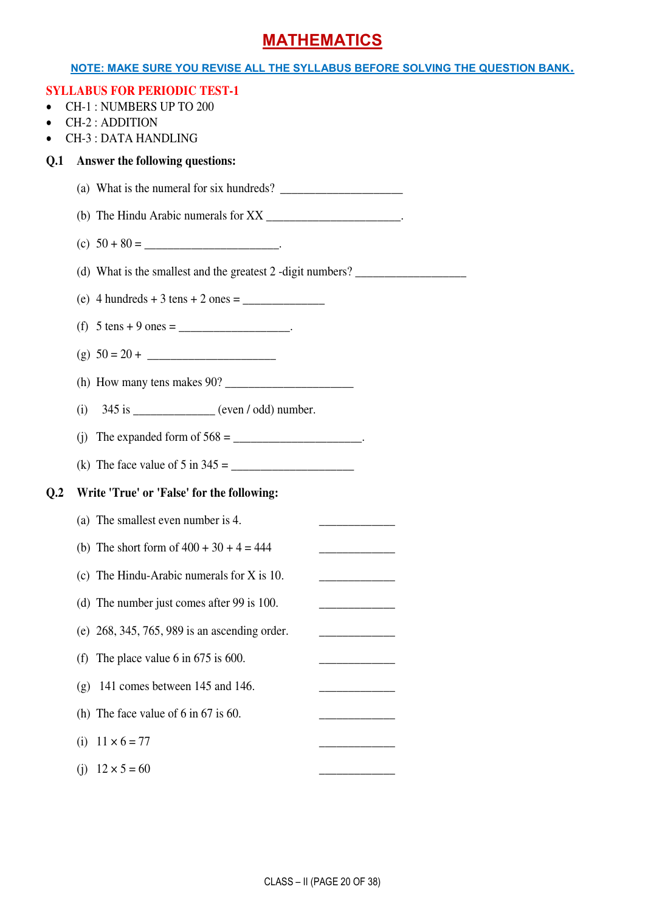# MATHEMATICS

**NOTE: MAKE SURE YOU REVISE ALL THE SYLLABUS BEFORE SOLVING THE QUESTION BANK.**

## SYLLABUS FOR PERIODIC TEST-1

- CH-1 : NUMBERS UP TO 200
- CH-2 : ADDITION
- CH-3 : DATA HANDLING

**Q.1 Answer the following questions:**

(a) What is the numeral for six hundreds? ____________________

(b) The Hindu Arabic numerals for XX ______________________.

(c) 50 + 80 = ______________________.

(d) What is the smallest and the greatest 2 -digit numbers? __________________

(e) 4 hundreds + 3 tens + 2 ones = _____________

(f) 5 tens + 9 ones = __________________.

(g) 50 = 20 + _____________________

(h) How many tens makes 90? _____________________

(i) 345 is _____________ (even / odd) number.

(j) The expanded form of 568 = _____________________.

(k) The face value of 5 in 345 = ____________________

**Q.2 Write 'True' or 'False' for the following:**

(a) The smallest even number is 4. ____________

(b) The short form of 400 + 30 + 4 = 444 ____________

(c) The Hindu-Arabic numerals for X is 10. ____________

(d) The number just comes after 99 is 100. ____________

(e) 268, 345, 765, 989 is an ascending order. ____________

(f) The place value 6 in 675 is 600. ____________

(g) 141 comes between 145 and 146. ____________

(h) The face value of 6 in 67 is 60. ____________

(i) $11 \times 6 = 77$ ____________

(j) $12 \times 5 = 60$ ____________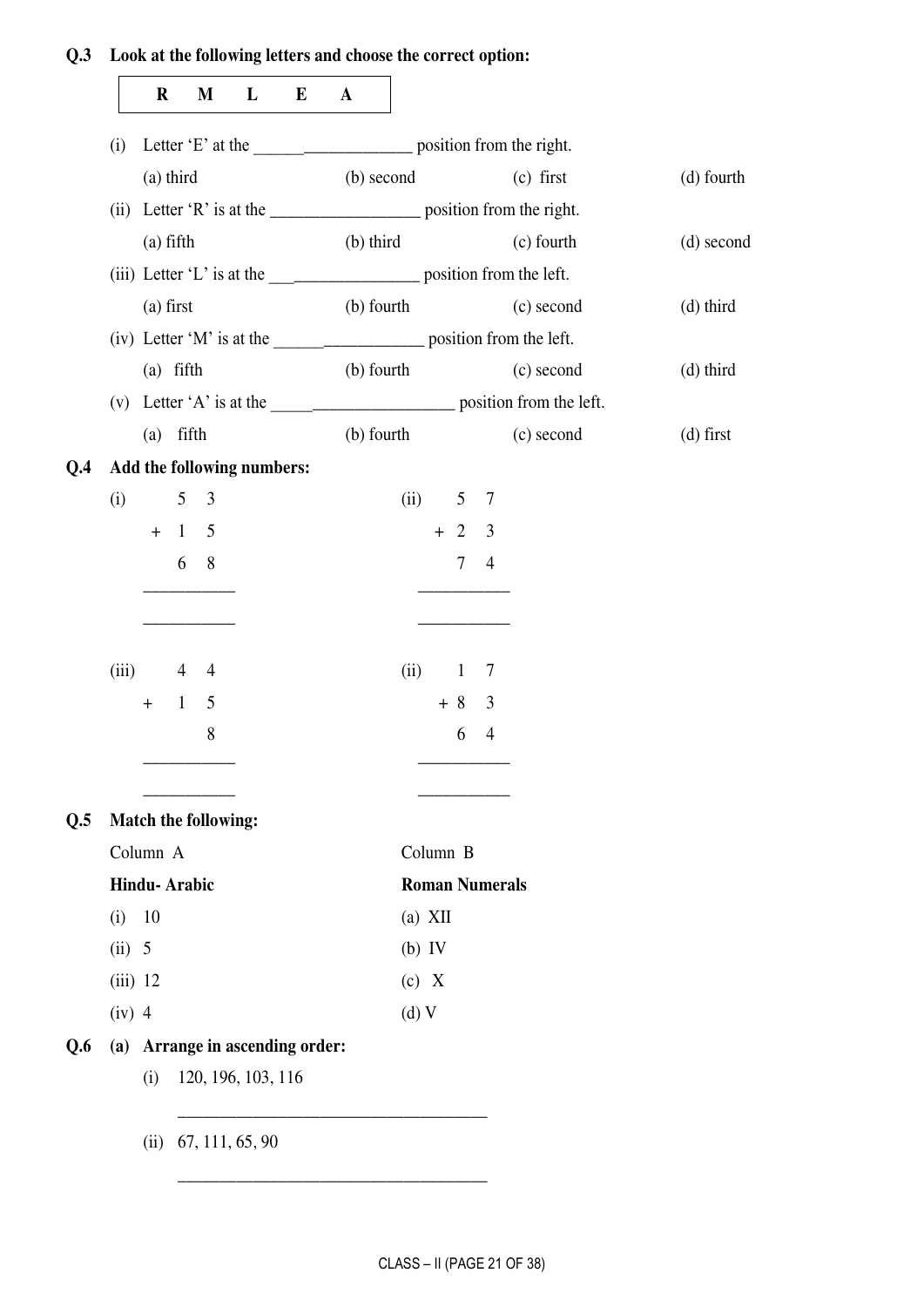**Q.3 Look at the following letters and choose the correct option:**

| R | M | L | E | A |
|---|---|---|---|---|

(i) Letter 'E' at the ___________________ position from the right.

(a) third (b) second (c) first (d) fourth

(ii) Letter 'R' is at the __________________ position from the right.

(a) fifth (b) third (c) fourth (d) second

(iii) Letter 'L' is at the __________________ position from the left.

(a) first (b) fourth (c) second (d) third

(iv) Letter 'M' is at the __________________ position from the left.

(a) fifth (b) fourth (c) second (d) third

(v) Letter 'A' is at the ______________________ position from the left.

(a) fifth (b) fourth (c) second (d) first

**Q.4 Add the following numbers:**

(i)
```
    5  3
+   1  5
    6  8
________

________
```

(ii)
```
    5  7
+   2  3
    7  4
________

________
```

(iii)
```
    4  4
+   1  5
       8
________

________
```

(ii)
```
    1  7
+   8  3
    6  4
________

________
```

**Q.5 Match the following:**

| Column A | Column B |
|---|---|
| **Hindu- Arabic** | **Roman Numerals** |
| (i) 10 | (a) XII |
| (ii) 5 | (b) IV |
| (iii) 12 | (c) X |
| (iv) 4 | (d) V |

**Q.6 (a) Arrange in ascending order:**

(i) 120, 196, 103, 116

_____________________________________

(ii) 67, 111, 65, 90

_____________________________________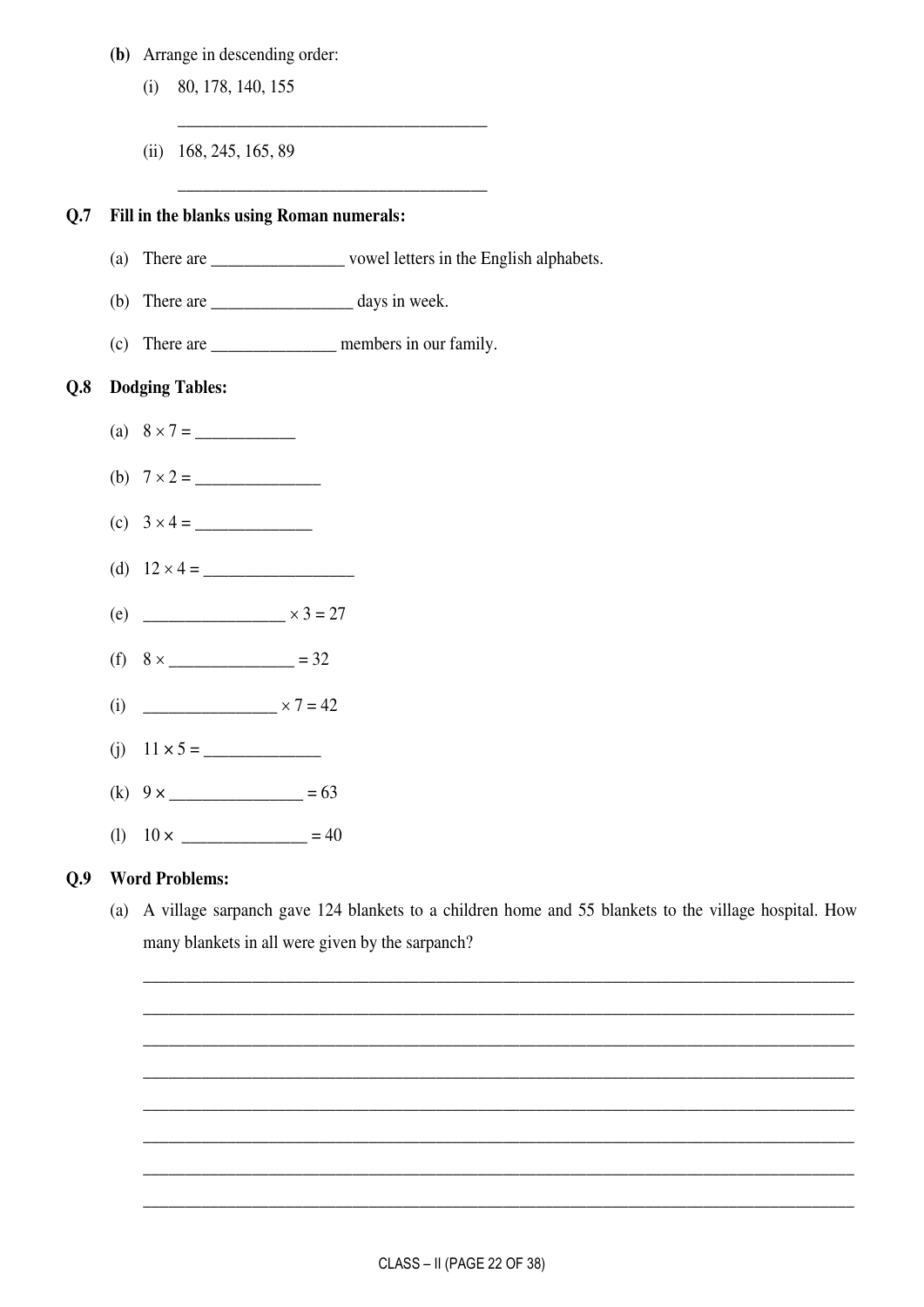**(b)** Arrange in descending order:

(i) 80, 178, 140, 155

____________________________________

(ii) 168, 245, 165, 89

____________________________________

**Q.7 Fill in the blanks using Roman numerals:**

(a) There are ________________ vowel letters in the English alphabets.

(b) There are _________________ days in week.

(c) There are _______________ members in our family.

**Q.8 Dodging Tables:**

(a) $8 \times 7 =$ ____________

(b) $7 \times 2 =$ _______________

(c) $3 \times 4 =$ ______________

(d) $12 \times 4 =$ __________________

(e) _________________ $\times 3 = 27$

(f) $8 \times$ _______________ $= 32$

(i) ________________ $\times 7 = 42$

(j) $11 \times 5 =$ ______________

(k) $9 \times$ ________________ $= 63$

(l) $10 \times$ _______________ $= 40$

**Q.9 Word Problems:**

(a) A village sarpanch gave 124 blankets to a children home and 55 blankets to the village hospital. How many blankets in all were given by the sarpanch?

______________________________________________________________________________________

______________________________________________________________________________________

______________________________________________________________________________________

______________________________________________________________________________________

______________________________________________________________________________________

______________________________________________________________________________________

______________________________________________________________________________________

______________________________________________________________________________________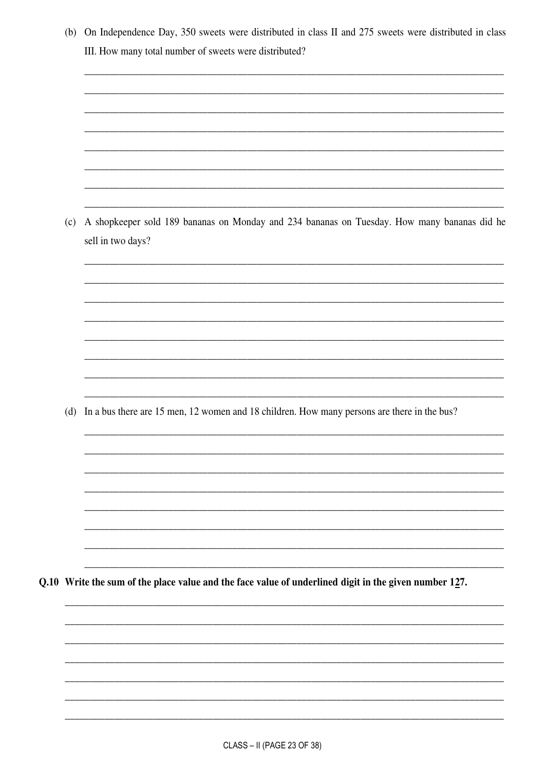(b) On Independence Day, 350 sweets were distributed in class II and 275 sweets were distributed in class III. How many total number of sweets were distributed?

(c) A shopkeeper sold 189 bananas on Monday and 234 bananas on Tuesday. How many bananas did he sell in two days?

(d) In a bus there are 15 men, 12 women and 18 children. How many persons are there in the bus?

**Q.10 Write the sum of the place value and the face value of underlined digit in the given number 1<u>2</u>7.**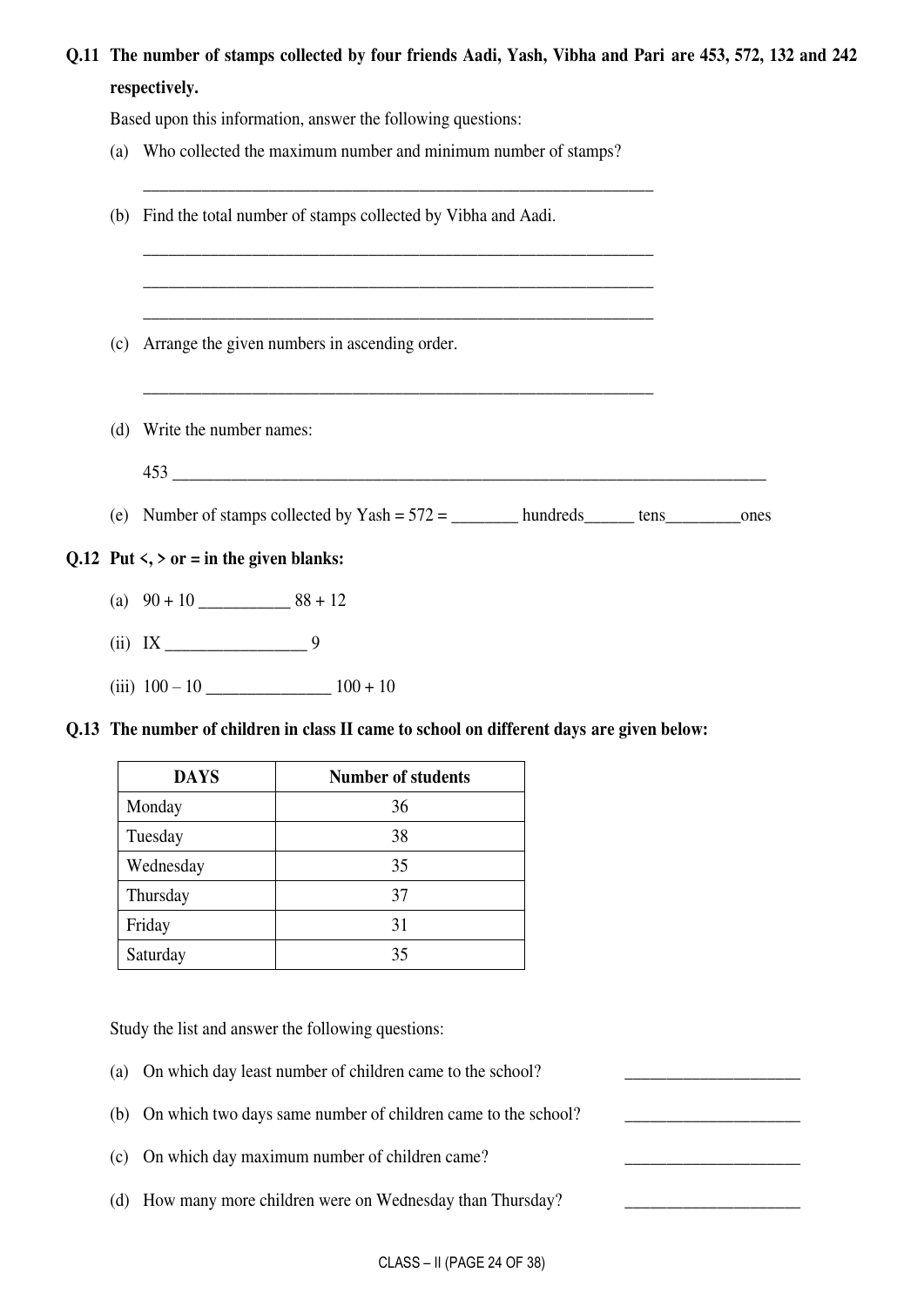**Q.11 The number of stamps collected by four friends Aadi, Yash, Vibha and Pari are 453, 572, 132 and 242 respectively.**

Based upon this information, answer the following questions:

(a) Who collected the maximum number and minimum number of stamps?

_______________________________________________________________

(b) Find the total number of stamps collected by Vibha and Aadi.

_______________________________________________________________

_______________________________________________________________

_______________________________________________________________

(c) Arrange the given numbers in ascending order.

_______________________________________________________________

(d) Write the number names:

453 ____________________________________________________________________________

(e) Number of stamps collected by Yash = 572 = ________ hundreds______ tens_________ones

**Q.12 Put <, > or = in the given blanks:**

(a) 90 + 10 ___________ 88 + 12

(ii) IX _________________ 9

(iii) 100 – 10 _______________ 100 + 10

**Q.13 The number of children in class II came to school on different days are given below:**

| DAYS | Number of students |
|---|---|
| Monday | 36 |
| Tuesday | 38 |
| Wednesday | 35 |
| Thursday | 37 |
| Friday | 31 |
| Saturday | 35 |

Study the list and answer the following questions:

(a) On which day least number of children came to the school? _____________________

(b) On which two days same number of children came to the school? _____________________

(c) On which day maximum number of children came? _____________________

(d) How many more children were on Wednesday than Thursday? _____________________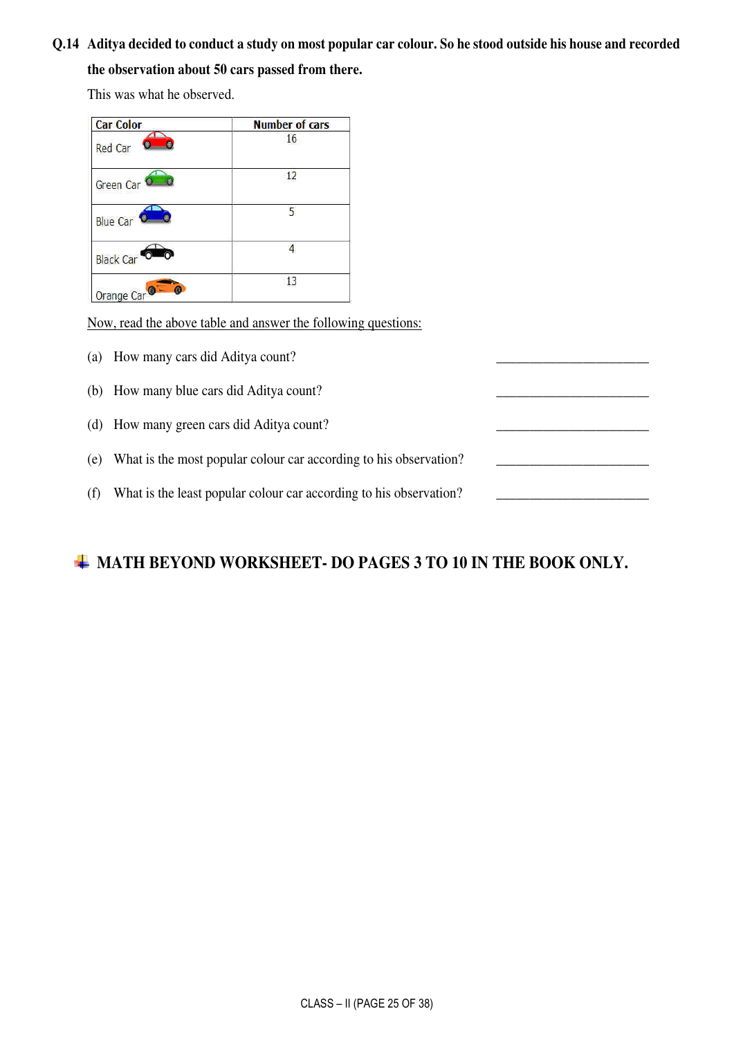**Q.14 Aditya decided to conduct a study on most popular car colour. So he stood outside his house and recorded the observation about 50 cars passed from there.**

This was what he observed.

| Car Color | Number of cars |
|---|---|
| Red Car | 16 |
| Green Car | 12 |
| Blue Car | 5 |
| Black Car | 4 |
| Orange Car | 13 |

Now, read the above table and answer the following questions:

(a) How many cars did Aditya count? ______________________

(b) How many blue cars did Aditya count? ______________________

(d) How many green cars did Aditya count? ______________________

(e) What is the most popular colour car according to his observation? ______________________

(f) What is the least popular colour car according to his observation? ______________________

**MATH BEYOND WORKSHEET- DO PAGES 3 TO 10 IN THE BOOK ONLY.**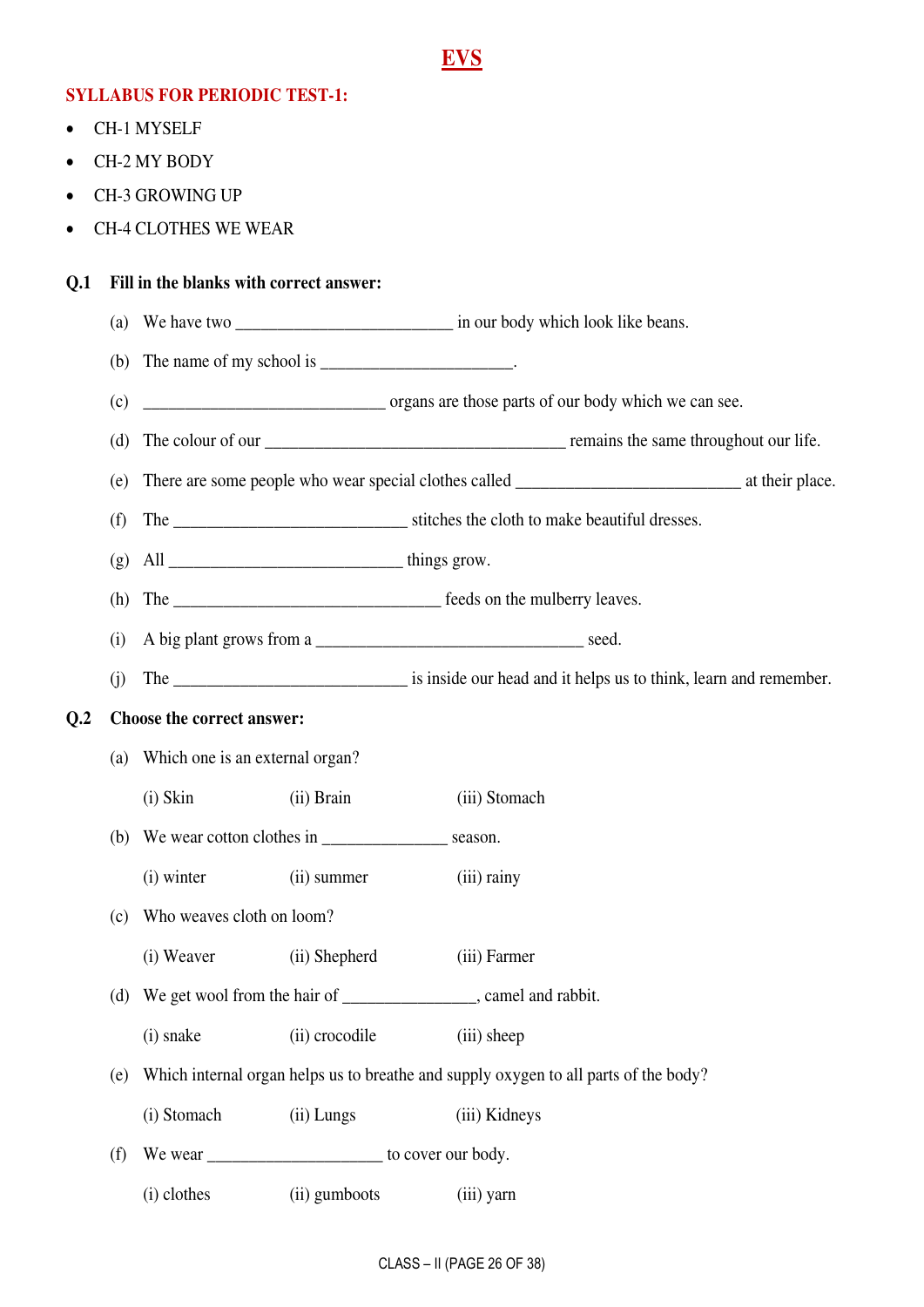# EVS

**SYLLABUS FOR PERIODIC TEST-1:**

- CH-1 MYSELF
- CH-2 MY BODY
- CH-3 GROWING UP
- CH-4 CLOTHES WE WEAR

**Q.1 Fill in the blanks with correct answer:**

(a) We have two _________________________ in our body which look like beans.

(b) The name of my school is ______________________.

(c) ____________________________ organs are those parts of our body which we can see.

(d) The colour of our ___________________________________ remains the same throughout our life.

(e) There are some people who wear special clothes called __________________________ at their place.

(f) The ___________________________ stitches the cloth to make beautiful dresses.

(g) All ___________________________ things grow.

(h) The _______________________________ feeds on the mulberry leaves.

(i) A big plant grows from a _______________________________ seed.

(j) The ___________________________ is inside our head and it helps us to think, learn and remember.

**Q.2 Choose the correct answer:**

(a) Which one is an external organ?

(i) Skin (ii) Brain (iii) Stomach

(b) We wear cotton clothes in ______________ season.

(i) winter (ii) summer (iii) rainy

(c) Who weaves cloth on loom?

(i) Weaver (ii) Shepherd (iii) Farmer

(d) We get wool from the hair of _______________, camel and rabbit.

(i) snake (ii) crocodile (iii) sheep

(e) Which internal organ helps us to breathe and supply oxygen to all parts of the body?

(i) Stomach (ii) Lungs (iii) Kidneys

(f) We wear ____________________ to cover our body.

(i) clothes (ii) gumboots (iii) yarn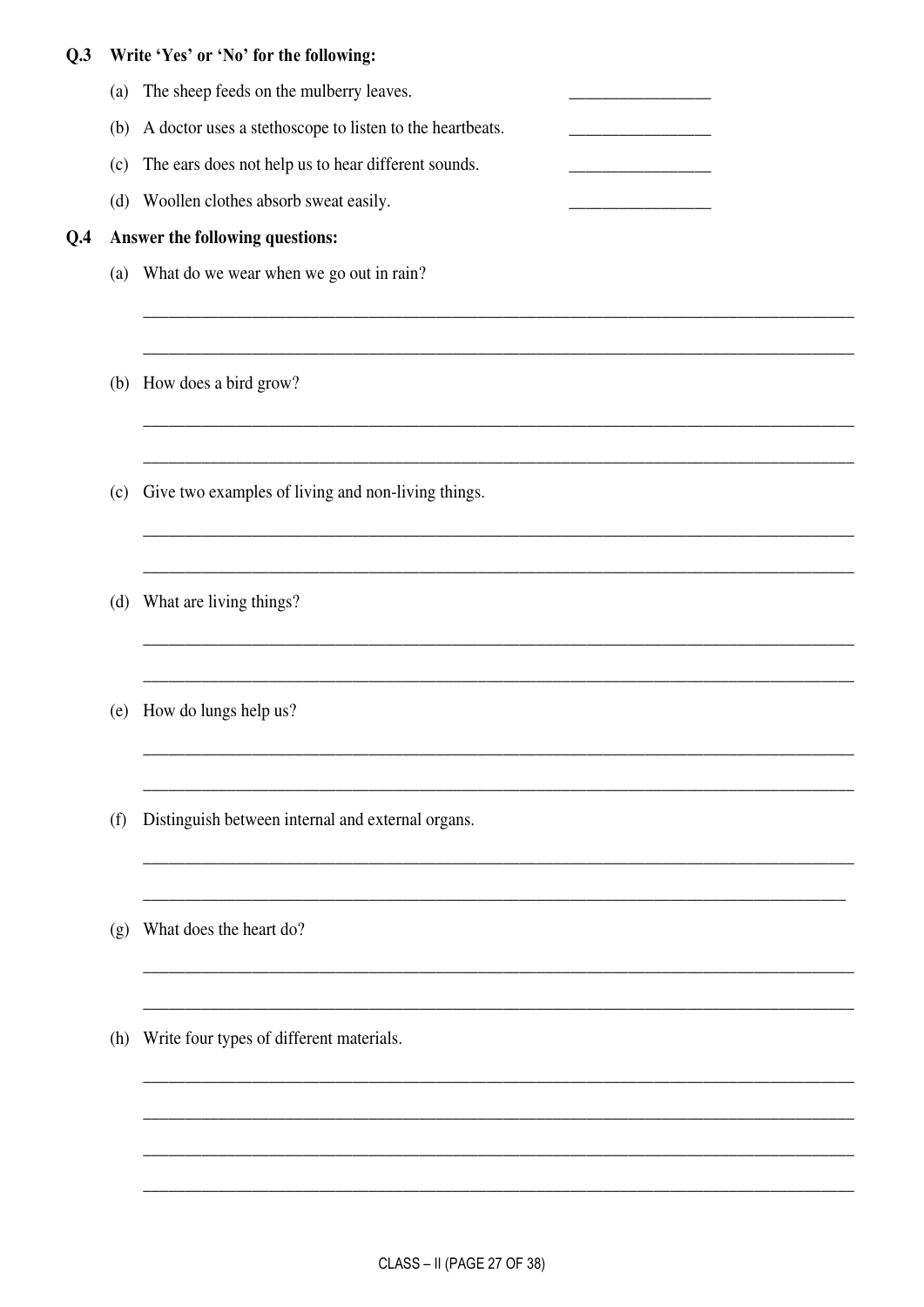**Q.3 Write 'Yes' or 'No' for the following:**

(a) The sheep feeds on the mulberry leaves. _________________

(b) A doctor uses a stethoscope to listen to the heartbeats. _________________

(c) The ears does not help us to hear different sounds. _________________

(d) Woollen clothes absorb sweat easily. _________________

**Q.4 Answer the following questions:**

(a) What do we wear when we go out in rain?

_____________________________________________________________________________

_____________________________________________________________________________

(b) How does a bird grow?

_____________________________________________________________________________

_____________________________________________________________________________

(c) Give two examples of living and non-living things.

_____________________________________________________________________________

_____________________________________________________________________________

(d) What are living things?

_____________________________________________________________________________

_____________________________________________________________________________

(e) How do lungs help us?

_____________________________________________________________________________

_____________________________________________________________________________

(f) Distinguish between internal and external organs.

_____________________________________________________________________________

_____________________________________________________________________________

(g) What does the heart do?

_____________________________________________________________________________

_____________________________________________________________________________

(h) Write four types of different materials.

_____________________________________________________________________________

_____________________________________________________________________________

_____________________________________________________________________________

_____________________________________________________________________________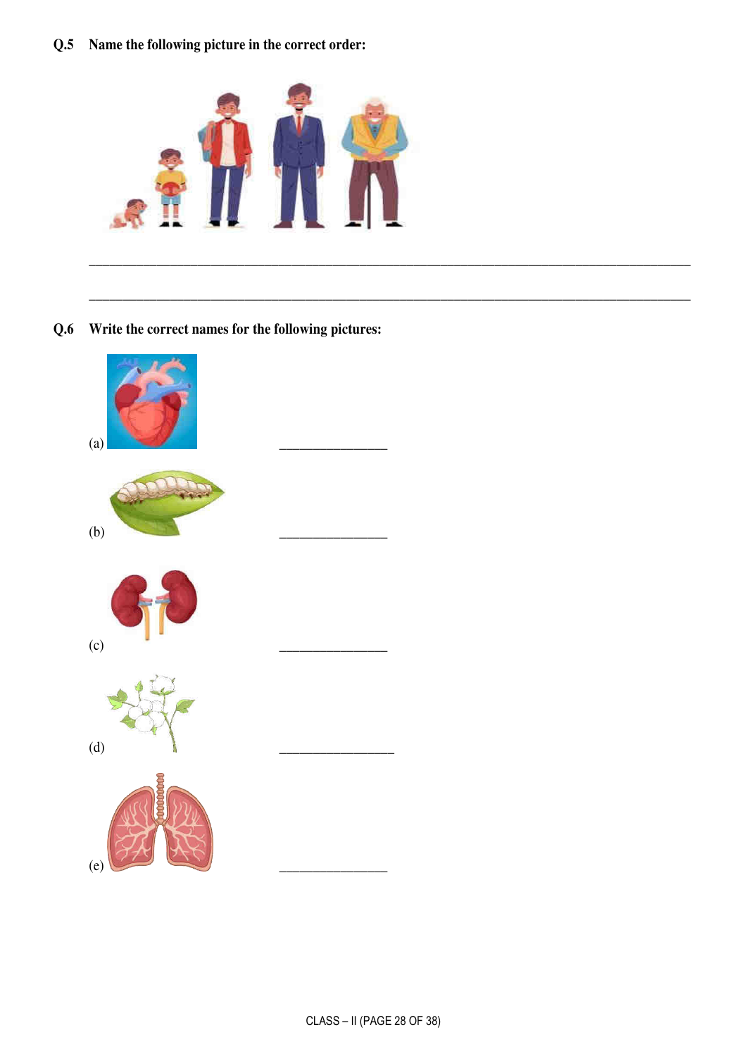**Q.5 Name the following picture in the correct order:**

________________________________________________________________________________

________________________________________________________________________________

**Q.6 Write the correct names for the following pictures:**

(a) _______________

(b) _______________

(c) _______________

(d) ________________

(e) _______________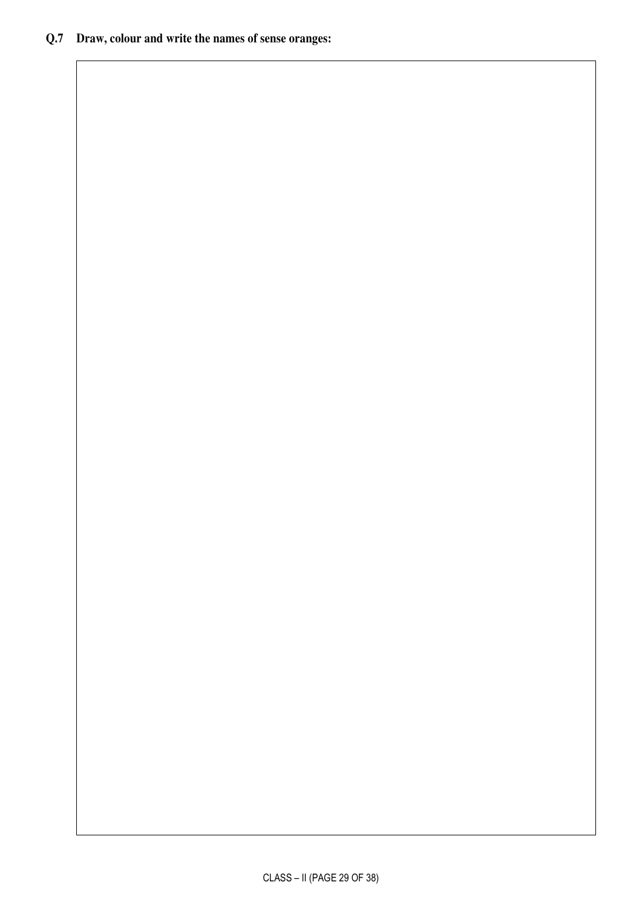**Q.7 Draw, colour and write the names of sense oranges:**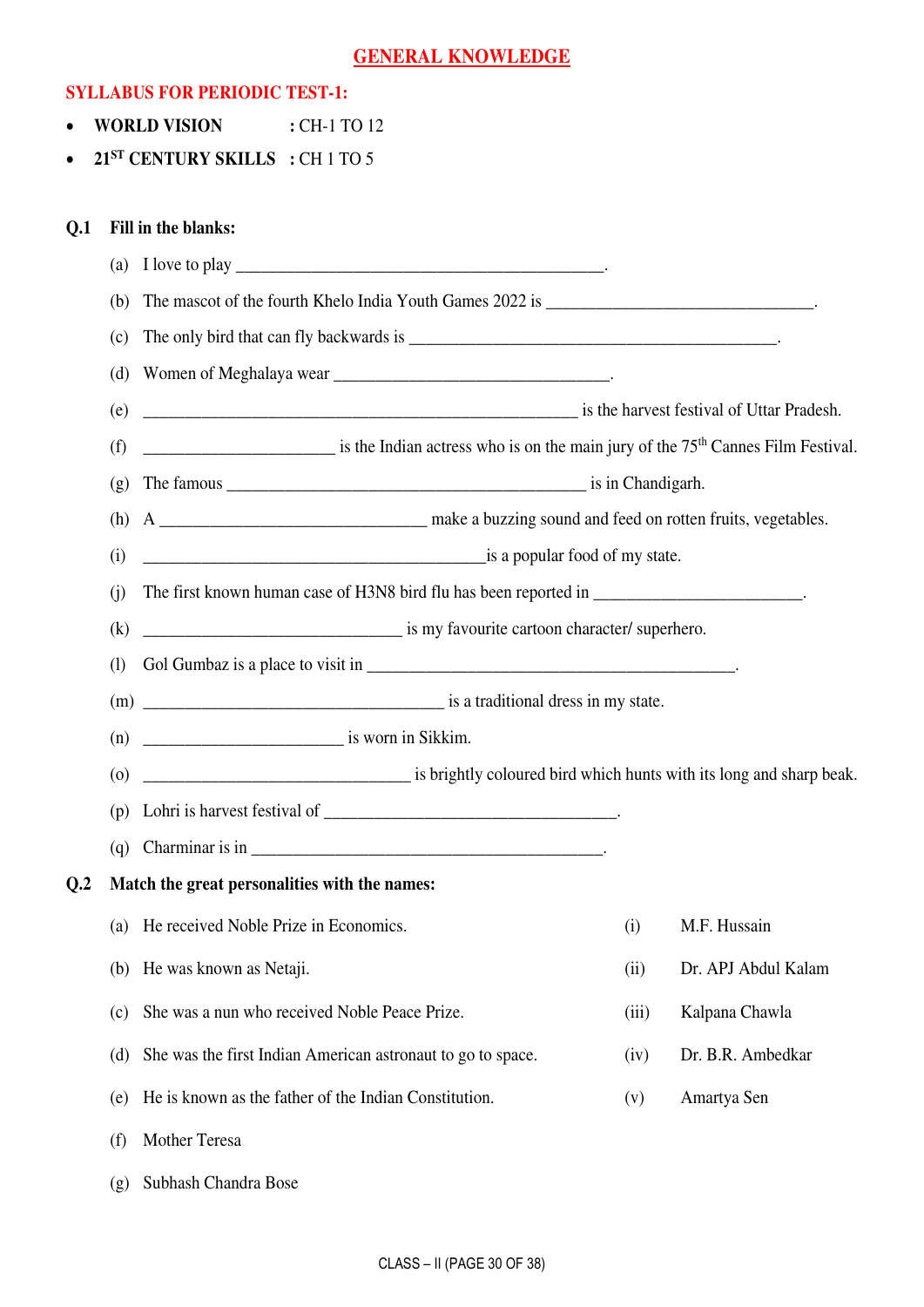# GENERAL KNOWLEDGE

**SYLLABUS FOR PERIODIC TEST-1:**

- **WORLD VISION** : CH-1 TO 12
- **21ST CENTURY SKILLS** : CH 1 TO 5

**Q.1 Fill in the blanks:**

(a) I love to play _______________________________________________.

(b) The mascot of the fourth Khelo India Youth Games 2022 is _________________________________.

(c) The only bird that can fly backwards is _______________________________________________.

(d) Women of Meghalaya wear __________________________________.

(e) _____________________________________________________ is the harvest festival of Uttar Pradesh.

(f) _______________________ is the Indian actress who is on the main jury of the 75th Cannes Film Festival.

(g) The famous ____________________________________________ is in Chandigarh.

(h) A _________________________________ make a buzzing sound and feed on rotten fruits, vegetables.

(i) __________________________________________is a popular food of my state.

(j) The first known human case of H3N8 bird flu has been reported in _________________________.

(k) ________________________________ is my favourite cartoon character/ superhero.

(l) Gol Gumbaz is a place to visit in _____________________________________________.

(m) _____________________________________ is a traditional dress in my state.

(n) _________________________ is worn in Sikkim.

(o) _________________________________ is brightly coloured bird which hunts with its long and sharp beak.

(p) Lohri is harvest festival of ____________________________________.

(q) Charminar is in ____________________________________________.

**Q.2 Match the great personalities with the names:**

(a) He received Noble Prize in Economics. — (i) M.F. Hussain

(b) He was known as Netaji. — (ii) Dr. APJ Abdul Kalam

(c) She was a nun who received Noble Peace Prize. — (iii) Kalpana Chawla

(d) She was the first Indian American astronaut to go to space. — (iv) Dr. B.R. Ambedkar

(e) He is known as the father of the Indian Constitution. — (v) Amartya Sen

(f) Mother Teresa

(g) Subhash Chandra Bose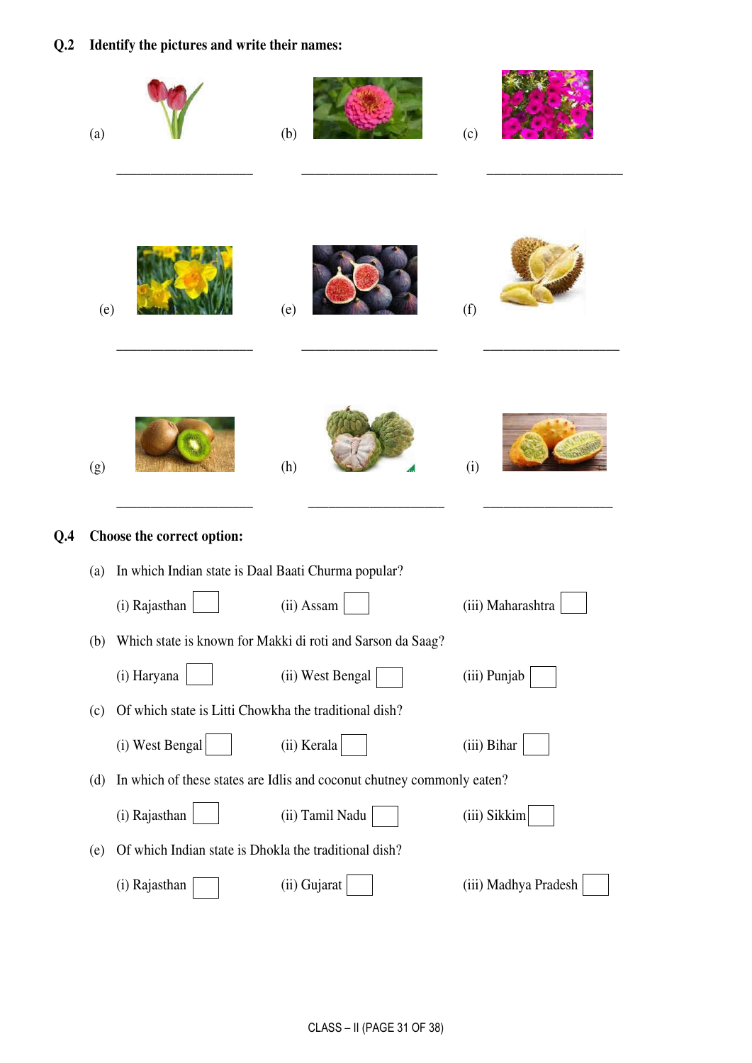**Q.2 Identify the pictures and write their names:**

(a) ____________________ (b) ____________________ (c) ____________________

(e) ____________________ (e) ____________________ (f) ____________________

(g) ____________________ (h) ____________________ (i) ____________________

**Q.4 Choose the correct option:**

(a) In which Indian state is Daal Baati Churma popular?

(i) Rajasthan ☐ (ii) Assam ☐ (iii) Maharashtra ☐

(b) Which state is known for Makki di roti and Sarson da Saag?

(i) Haryana ☐ (ii) West Bengal ☐ (iii) Punjab ☐

(c) Of which state is Litti Chowkha the traditional dish?

(i) West Bengal ☐ (ii) Kerala ☐ (iii) Bihar ☐

(d) In which of these states are Idlis and coconut chutney commonly eaten?

(i) Rajasthan ☐ (ii) Tamil Nadu ☐ (iii) Sikkim ☐

(e) Of which Indian state is Dhokla the traditional dish?

(i) Rajasthan ☐ (ii) Gujarat ☐ (iii) Madhya Pradesh ☐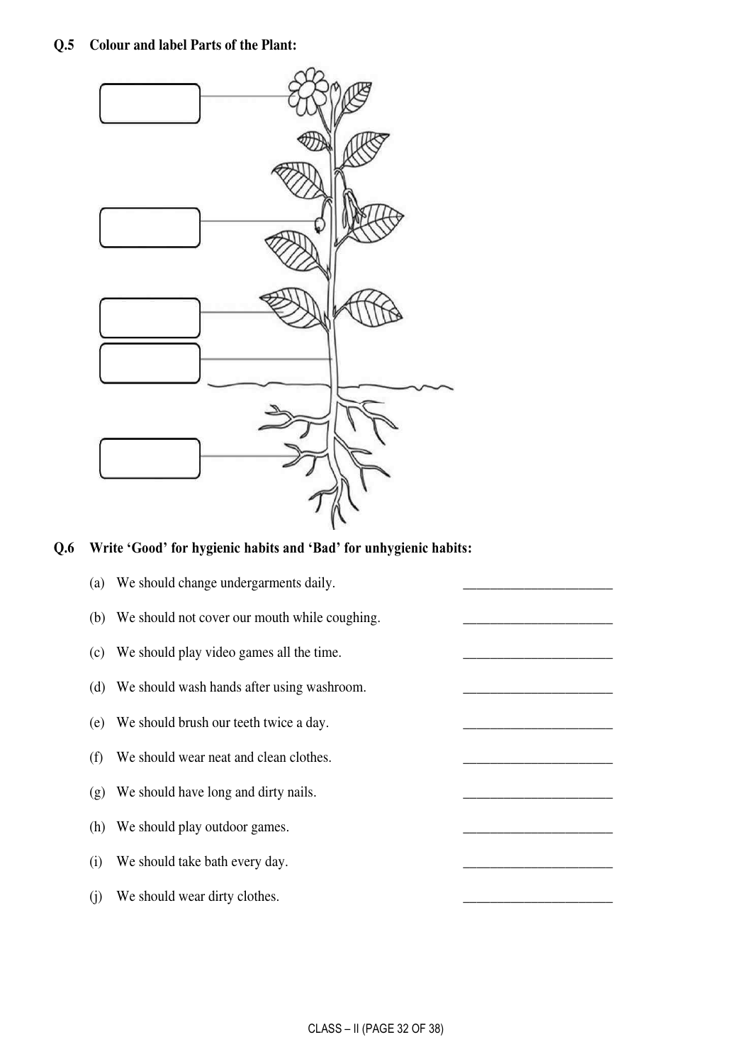**Q.5 Colour and label Parts of the Plant:**

**Q.6 Write 'Good' for hygienic habits and 'Bad' for unhygienic habits:**

(a) We should change undergarments daily. ______________________

(b) We should not cover our mouth while coughing. ______________________

(c) We should play video games all the time. ______________________

(d) We should wash hands after using washroom. ______________________

(e) We should brush our teeth twice a day. ______________________

(f) We should wear neat and clean clothes. ______________________

(g) We should have long and dirty nails. ______________________

(h) We should play outdoor games. ______________________

(i) We should take bath every day. ______________________

(j) We should wear dirty clothes. ______________________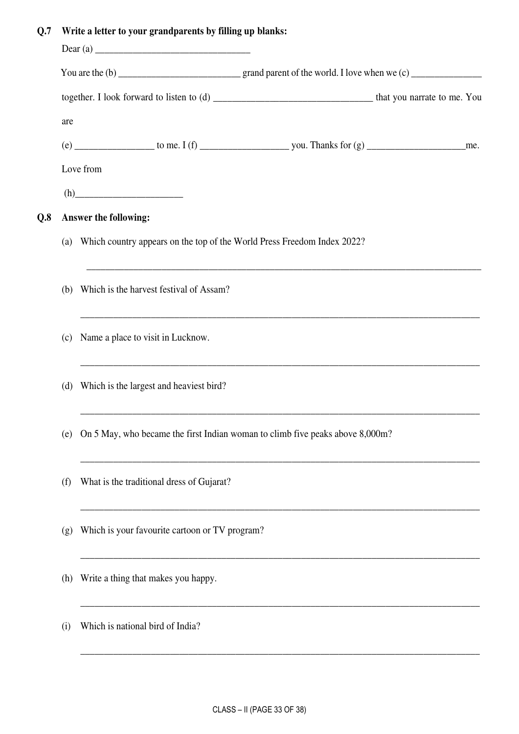**Q.7 Write a letter to your grandparents by filling up blanks:**

Dear (a) ________________________________

You are the (b) _________________________ grand parent of the world. I love when we (c) _______________ together. I look forward to listen to (d) _________________________________ that you narrate to me. You are

(e) ________________ to me. I (f) __________________ you. Thanks for (g) ____________________me.

Love from

(h)______________________

**Q.8 Answer the following:**

(a) Which country appears on the top of the World Press Freedom Index 2022?

_______________________________________________________________________________

(b) Which is the harvest festival of Assam?

_______________________________________________________________________________

(c) Name a place to visit in Lucknow.

_______________________________________________________________________________

(d) Which is the largest and heaviest bird?

_______________________________________________________________________________

(e) On 5 May, who became the first Indian woman to climb five peaks above 8,000m?

_______________________________________________________________________________

(f) What is the traditional dress of Gujarat?

_______________________________________________________________________________

(g) Which is your favourite cartoon or TV program?

_______________________________________________________________________________

(h) Write a thing that makes you happy.

_______________________________________________________________________________

(i) Which is national bird of India?

_______________________________________________________________________________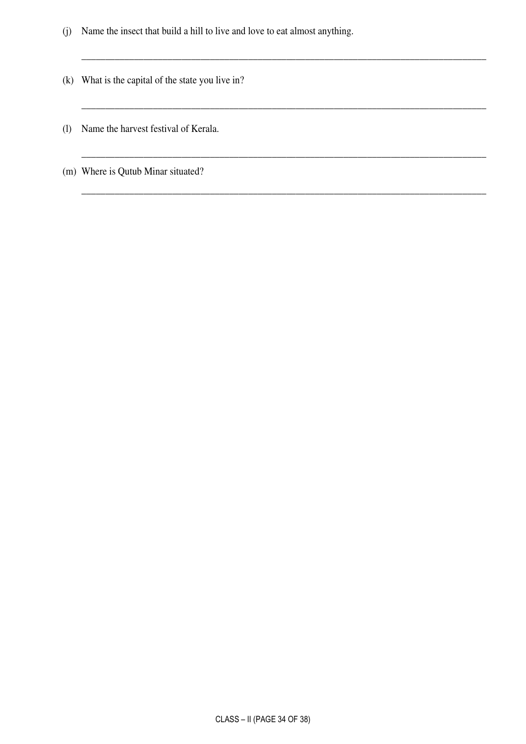(j) Name the insect that build a hill to live and love to eat almost anything.

\_\_\_\_\_\_\_\_\_\_\_\_\_\_\_\_\_\_\_\_\_\_\_\_\_\_\_\_\_\_\_\_\_\_\_\_\_\_\_\_\_\_\_\_\_\_\_\_\_\_\_\_\_\_\_\_\_\_\_\_

(k) What is the capital of the state you live in?

\_\_\_\_\_\_\_\_\_\_\_\_\_\_\_\_\_\_\_\_\_\_\_\_\_\_\_\_\_\_\_\_\_\_\_\_\_\_\_\_\_\_\_\_\_\_\_\_\_\_\_\_\_\_\_\_\_\_\_\_

(l) Name the harvest festival of Kerala.

\_\_\_\_\_\_\_\_\_\_\_\_\_\_\_\_\_\_\_\_\_\_\_\_\_\_\_\_\_\_\_\_\_\_\_\_\_\_\_\_\_\_\_\_\_\_\_\_\_\_\_\_\_\_\_\_\_\_\_\_

(m) Where is Qutub Minar situated?

\_\_\_\_\_\_\_\_\_\_\_\_\_\_\_\_\_\_\_\_\_\_\_\_\_\_\_\_\_\_\_\_\_\_\_\_\_\_\_\_\_\_\_\_\_\_\_\_\_\_\_\_\_\_\_\_\_\_\_\_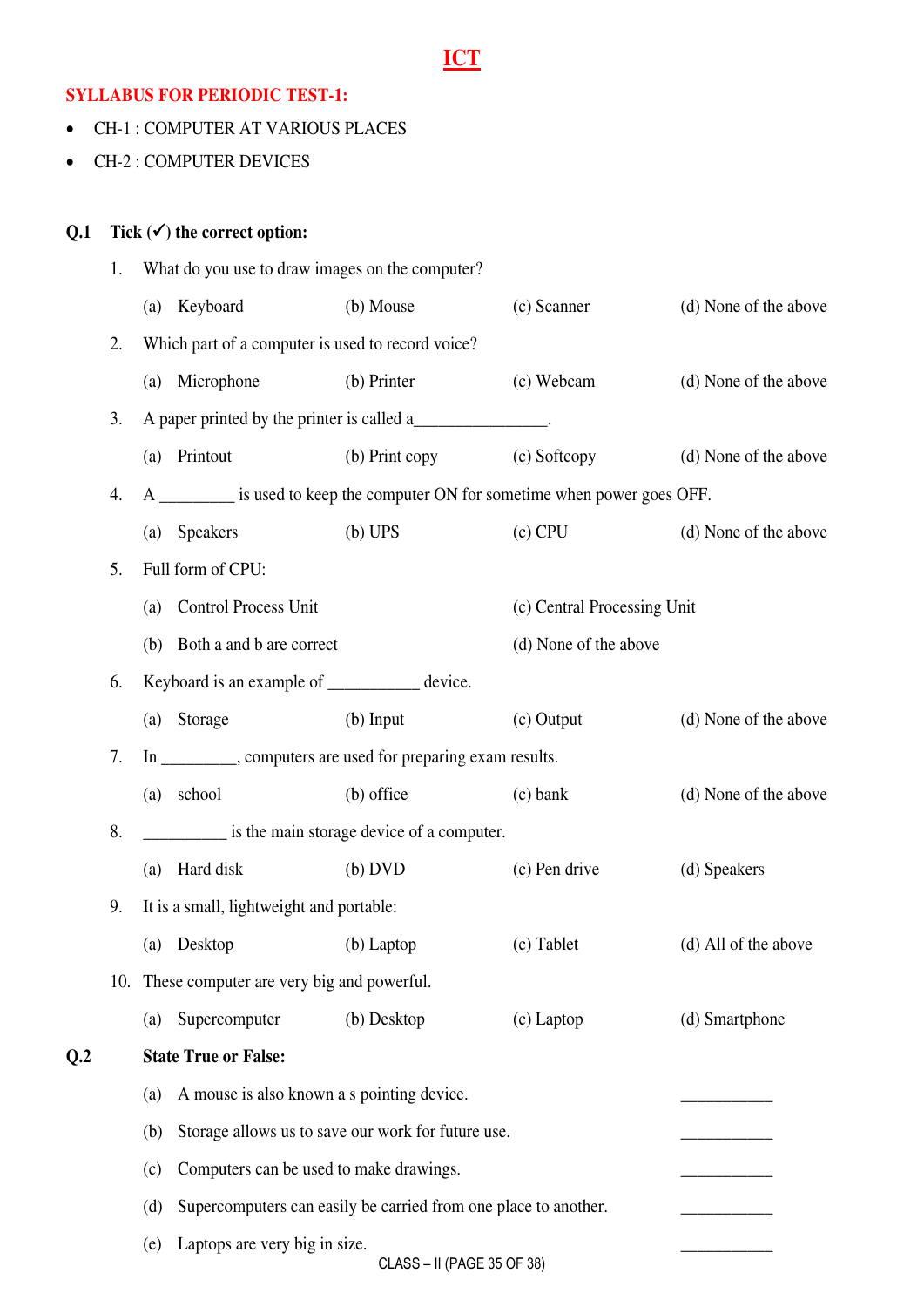# ICT

**SYLLABUS FOR PERIODIC TEST-1:**

- CH-1 : COMPUTER AT VARIOUS PLACES
- CH-2 : COMPUTER DEVICES

**Q.1 Tick (✓) the correct option:**

1. What do you use to draw images on the computer?

   (a) Keyboard (b) Mouse (c) Scanner (d) None of the above

2. Which part of a computer is used to record voice?

   (a) Microphone (b) Printer (c) Webcam (d) None of the above

3. A paper printed by the printer is called a_______________.

   (a) Printout (b) Print copy (c) Softcopy (d) None of the above

4. A ________ is used to keep the computer ON for sometime when power goes OFF.

   (a) Speakers (b) UPS (c) CPU (d) None of the above

5. Full form of CPU:

   (a) Control Process Unit (c) Central Processing Unit

   (b) Both a and b are correct (d) None of the above

6. Keyboard is an example of __________ device.

   (a) Storage (b) Input (c) Output (d) None of the above

7. In ________, computers are used for preparing exam results.

   (a) school (b) office (c) bank (d) None of the above

8. _________ is the main storage device of a computer.

   (a) Hard disk (b) DVD (c) Pen drive (d) Speakers

9. It is a small, lightweight and portable:

   (a) Desktop (b) Laptop (c) Tablet (d) All of the above

10. These computer are very big and powerful.

    (a) Supercomputer (b) Desktop (c) Laptop (d) Smartphone

**Q.2 State True or False:**

(a) A mouse is also known a s pointing device. __________

(b) Storage allows us to save our work for future use. __________

(c) Computers can be used to make drawings. __________

(d) Supercomputers can easily be carried from one place to another. __________

(e) Laptops are very big in size. __________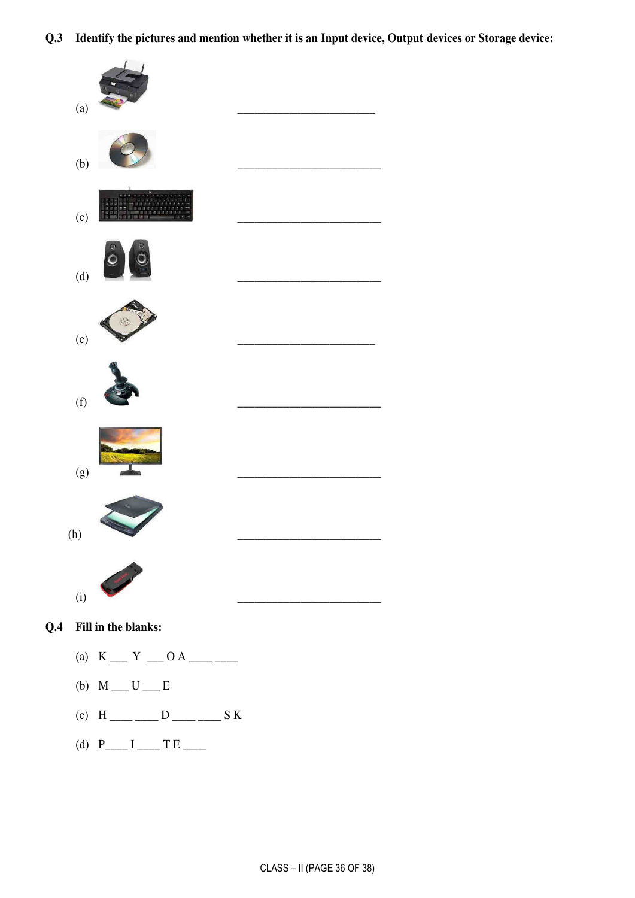**Q.3 Identify the pictures and mention whether it is an Input device, Output devices or Storage device:**

(a) ________________________

(b) ________________________

(c) ________________________

(d) ________________________

(e) ________________________

(f) ________________________

(g) ________________________

(h) ________________________

(i) ________________________

**Q.4 Fill in the blanks:**

(a) K ___ Y ___ O A ____ ____

(b) M ___ U ___ E

(c) H ____ ____ D ____ ____ S K

(d) P____ I ____ T E ____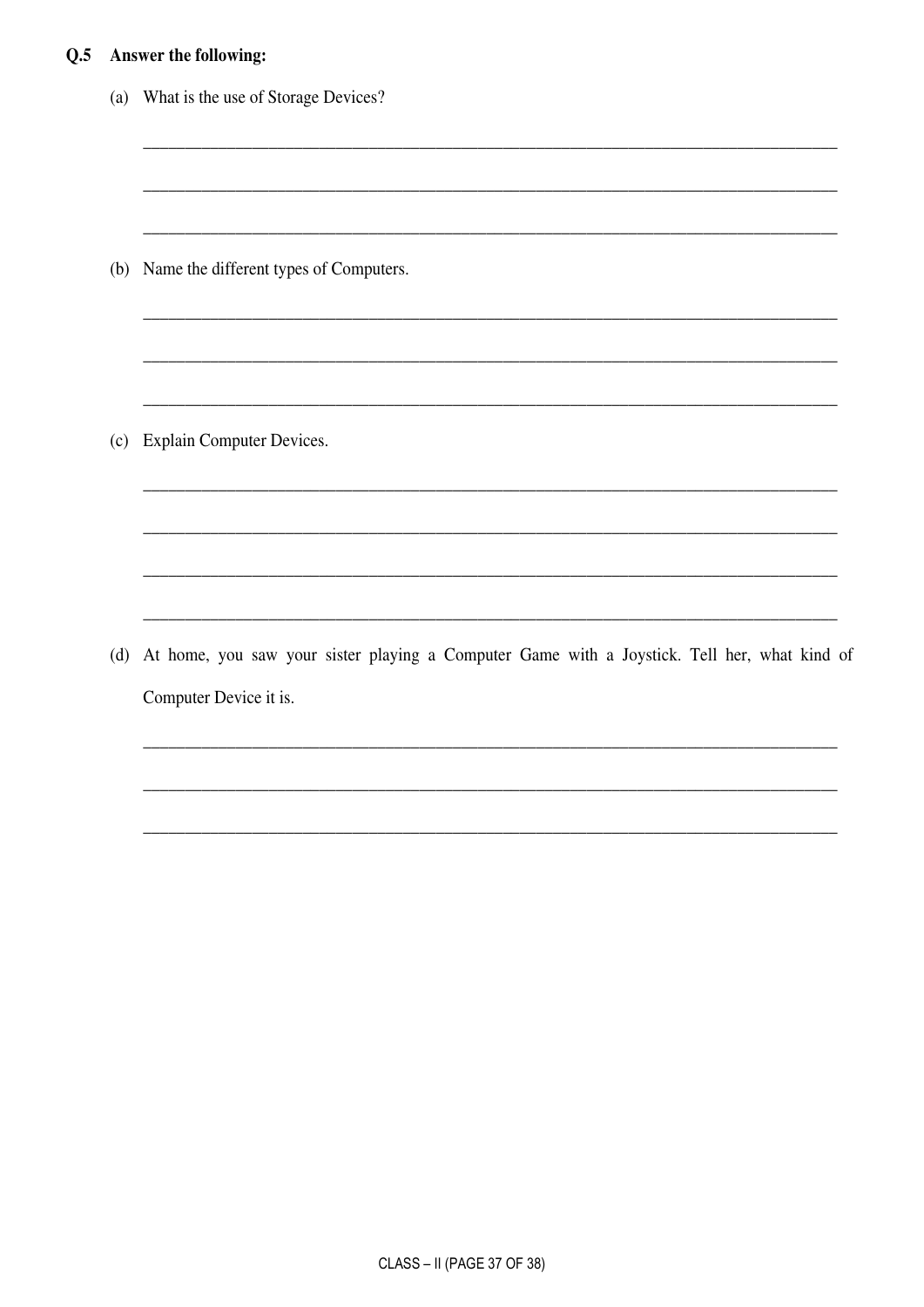**Q.5 Answer the following:**

(a) What is the use of Storage Devices?

\_\_\_\_\_\_\_\_\_\_\_\_\_\_\_\_\_\_\_\_\_\_\_\_\_\_\_\_\_\_\_\_\_\_\_\_\_\_\_\_\_\_\_\_\_\_\_\_\_\_\_\_\_\_\_\_\_\_\_\_\_\_\_\_\_\_\_\_\_\_\_\_\_\_\_\_

\_\_\_\_\_\_\_\_\_\_\_\_\_\_\_\_\_\_\_\_\_\_\_\_\_\_\_\_\_\_\_\_\_\_\_\_\_\_\_\_\_\_\_\_\_\_\_\_\_\_\_\_\_\_\_\_\_\_\_\_\_\_\_\_\_\_\_\_\_\_\_\_\_\_\_\_

\_\_\_\_\_\_\_\_\_\_\_\_\_\_\_\_\_\_\_\_\_\_\_\_\_\_\_\_\_\_\_\_\_\_\_\_\_\_\_\_\_\_\_\_\_\_\_\_\_\_\_\_\_\_\_\_\_\_\_\_\_\_\_\_\_\_\_\_\_\_\_\_\_\_\_\_

(b) Name the different types of Computers.

\_\_\_\_\_\_\_\_\_\_\_\_\_\_\_\_\_\_\_\_\_\_\_\_\_\_\_\_\_\_\_\_\_\_\_\_\_\_\_\_\_\_\_\_\_\_\_\_\_\_\_\_\_\_\_\_\_\_\_\_\_\_\_\_\_\_\_\_\_\_\_\_\_\_\_\_

\_\_\_\_\_\_\_\_\_\_\_\_\_\_\_\_\_\_\_\_\_\_\_\_\_\_\_\_\_\_\_\_\_\_\_\_\_\_\_\_\_\_\_\_\_\_\_\_\_\_\_\_\_\_\_\_\_\_\_\_\_\_\_\_\_\_\_\_\_\_\_\_\_\_\_\_

\_\_\_\_\_\_\_\_\_\_\_\_\_\_\_\_\_\_\_\_\_\_\_\_\_\_\_\_\_\_\_\_\_\_\_\_\_\_\_\_\_\_\_\_\_\_\_\_\_\_\_\_\_\_\_\_\_\_\_\_\_\_\_\_\_\_\_\_\_\_\_\_\_\_\_\_

(c) Explain Computer Devices.

\_\_\_\_\_\_\_\_\_\_\_\_\_\_\_\_\_\_\_\_\_\_\_\_\_\_\_\_\_\_\_\_\_\_\_\_\_\_\_\_\_\_\_\_\_\_\_\_\_\_\_\_\_\_\_\_\_\_\_\_\_\_\_\_\_\_\_\_\_\_\_\_\_\_\_\_

\_\_\_\_\_\_\_\_\_\_\_\_\_\_\_\_\_\_\_\_\_\_\_\_\_\_\_\_\_\_\_\_\_\_\_\_\_\_\_\_\_\_\_\_\_\_\_\_\_\_\_\_\_\_\_\_\_\_\_\_\_\_\_\_\_\_\_\_\_\_\_\_\_\_\_\_

\_\_\_\_\_\_\_\_\_\_\_\_\_\_\_\_\_\_\_\_\_\_\_\_\_\_\_\_\_\_\_\_\_\_\_\_\_\_\_\_\_\_\_\_\_\_\_\_\_\_\_\_\_\_\_\_\_\_\_\_\_\_\_\_\_\_\_\_\_\_\_\_\_\_\_\_

\_\_\_\_\_\_\_\_\_\_\_\_\_\_\_\_\_\_\_\_\_\_\_\_\_\_\_\_\_\_\_\_\_\_\_\_\_\_\_\_\_\_\_\_\_\_\_\_\_\_\_\_\_\_\_\_\_\_\_\_\_\_\_\_\_\_\_\_\_\_\_\_\_\_\_\_

(d) At home, you saw your sister playing a Computer Game with a Joystick. Tell her, what kind of Computer Device it is.

\_\_\_\_\_\_\_\_\_\_\_\_\_\_\_\_\_\_\_\_\_\_\_\_\_\_\_\_\_\_\_\_\_\_\_\_\_\_\_\_\_\_\_\_\_\_\_\_\_\_\_\_\_\_\_\_\_\_\_\_\_\_\_\_\_\_\_\_\_\_\_\_\_\_\_\_

\_\_\_\_\_\_\_\_\_\_\_\_\_\_\_\_\_\_\_\_\_\_\_\_\_\_\_\_\_\_\_\_\_\_\_\_\_\_\_\_\_\_\_\_\_\_\_\_\_\_\_\_\_\_\_\_\_\_\_\_\_\_\_\_\_\_\_\_\_\_\_\_\_\_\_\_

\_\_\_\_\_\_\_\_\_\_\_\_\_\_\_\_\_\_\_\_\_\_\_\_\_\_\_\_\_\_\_\_\_\_\_\_\_\_\_\_\_\_\_\_\_\_\_\_\_\_\_\_\_\_\_\_\_\_\_\_\_\_\_\_\_\_\_\_\_\_\_\_\_\_\_\_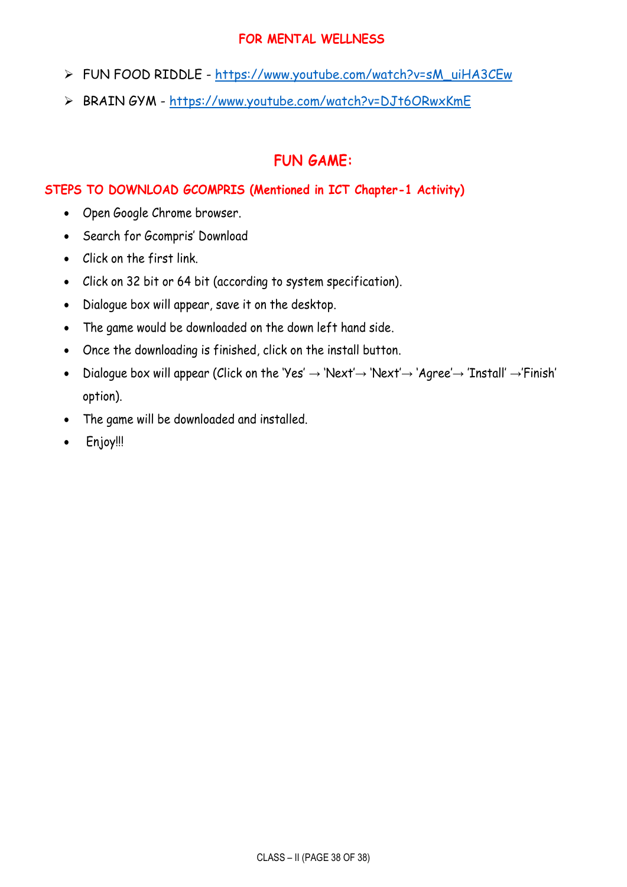## FOR MENTAL WELLNESS

- FUN FOOD RIDDLE - https://www.youtube.com/watch?v=sM_uiHA3CEw
- BRAIN GYM - https://www.youtube.com/watch?v=DJt6ORwxKmE

## FUN GAME:

### STEPS TO DOWNLOAD GCOMPRIS (Mentioned in ICT Chapter-1 Activity)

- Open Google Chrome browser.
- Search for Gcompris' Download
- Click on the first link.
- Click on 32 bit or 64 bit (according to system specification).
- Dialogue box will appear, save it on the desktop.
- The game would be downloaded on the down left hand side.
- Once the downloading is finished, click on the install button.
- Dialogue box will appear (Click on the 'Yes' → 'Next'→ 'Next'→ 'Agree'→ 'Install' →'Finish' option).
- The game will be downloaded and installed.
- Enjoy!!!